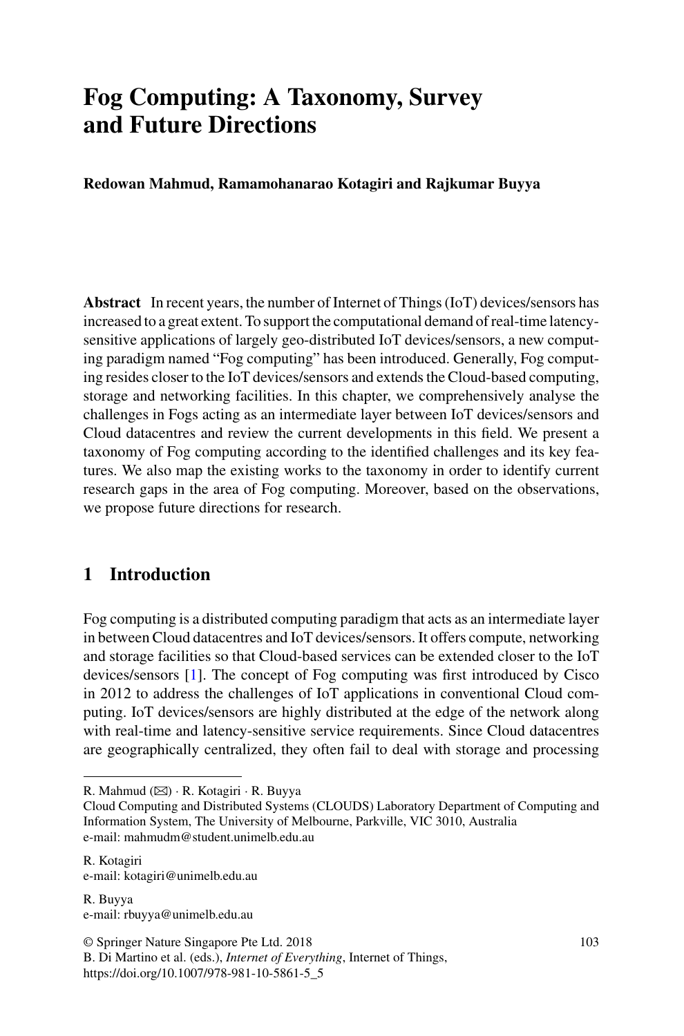# Fog Computing: A Taxonomy, Survey and Future Directions

**Redowan Mahmud, Ramamohanarao Kotagiri and Rajkumar Buyya**

**Abstract** In recent years, the number of Internet of Things (IoT) devices/sensors has increased to a great extent. To support the computational demand of real-time latency-sensitive applications of largely geo-distributed IoT devices/sensors, a new computing paradigm named "Fog computing" has been introduced. Generally, Fog computing resides closer to the IoT devices/sensors and extends the Cloud-based computing, storage and networking facilities. In this chapter, we comprehensively analyse the challenges in Fogs acting as an intermediate layer between IoT devices/sensors and Cloud datacentres and review the current developments in this field. We present a taxonomy of Fog computing according to the identified challenges and its key features. We also map the existing works to the taxonomy in order to identify current research gaps in the area of Fog computing. Moreover, based on the observations, we propose future directions for research.

## 1 Introduction

Fog computing is a distributed computing paradigm that acts as an intermediate layer in between Cloud datacentres and IoT devices/sensors. It offers compute, networking and storage facilities so that Cloud-based services can be extended closer to the IoT devices/sensors [1]. The concept of Fog computing was first introduced by Cisco in 2012 to address the challenges of IoT applications in conventional Cloud computing. IoT devices/sensors are highly distributed at the edge of the network along with real-time and latency-sensitive service requirements. Since Cloud datacentres are geographically centralized, they often fail to deal with storage and processing

---

R. Mahmud (✉) · R. Kotagiri · R. Buyya
Cloud Computing and Distributed Systems (CLOUDS) Laboratory Department of Computing and Information System, The University of Melbourne, Parkville, VIC 3010, Australia
e-mail: mahmudm@student.unimelb.edu.au

R. Kotagiri
e-mail: kotagiri@unimelb.edu.au

R. Buyya
e-mail: rbuyya@unimelb.edu.au

© Springer Nature Singapore Pte Ltd. 2018
B. Di Martino et al. (eds.), *Internet of Everything*, Internet of Things,
https://doi.org/10.1007/978-981-10-5861-5_5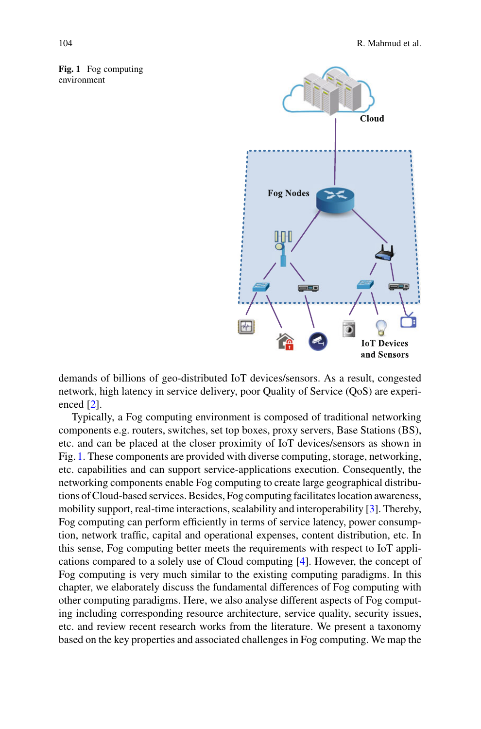Fig. 1 Fog computing environment

demands of billions of geo-distributed IoT devices/sensors. As a result, congested network, high latency in service delivery, poor Quality of Service (QoS) are experienced [2].

Typically, a Fog computing environment is composed of traditional networking components e.g. routers, switches, set top boxes, proxy servers, Base Stations (BS), etc. and can be placed at the closer proximity of IoT devices/sensors as shown in Fig. 1. These components are provided with diverse computing, storage, networking, etc. capabilities and can support service-applications execution. Consequently, the networking components enable Fog computing to create large geographical distributions of Cloud-based services. Besides, Fog computing facilitates location awareness, mobility support, real-time interactions, scalability and interoperability [3]. Thereby, Fog computing can perform efficiently in terms of service latency, power consumption, network traffic, capital and operational expenses, content distribution, etc. In this sense, Fog computing better meets the requirements with respect to IoT applications compared to a solely use of Cloud computing [4]. However, the concept of Fog computing is very much similar to the existing computing paradigms. In this chapter, we elaborately discuss the fundamental differences of Fog computing with other computing paradigms. Here, we also analyse different aspects of Fog computing including corresponding resource architecture, service quality, security issues, etc. and review recent research works from the literature. We present a taxonomy based on the key properties and associated challenges in Fog computing. We map the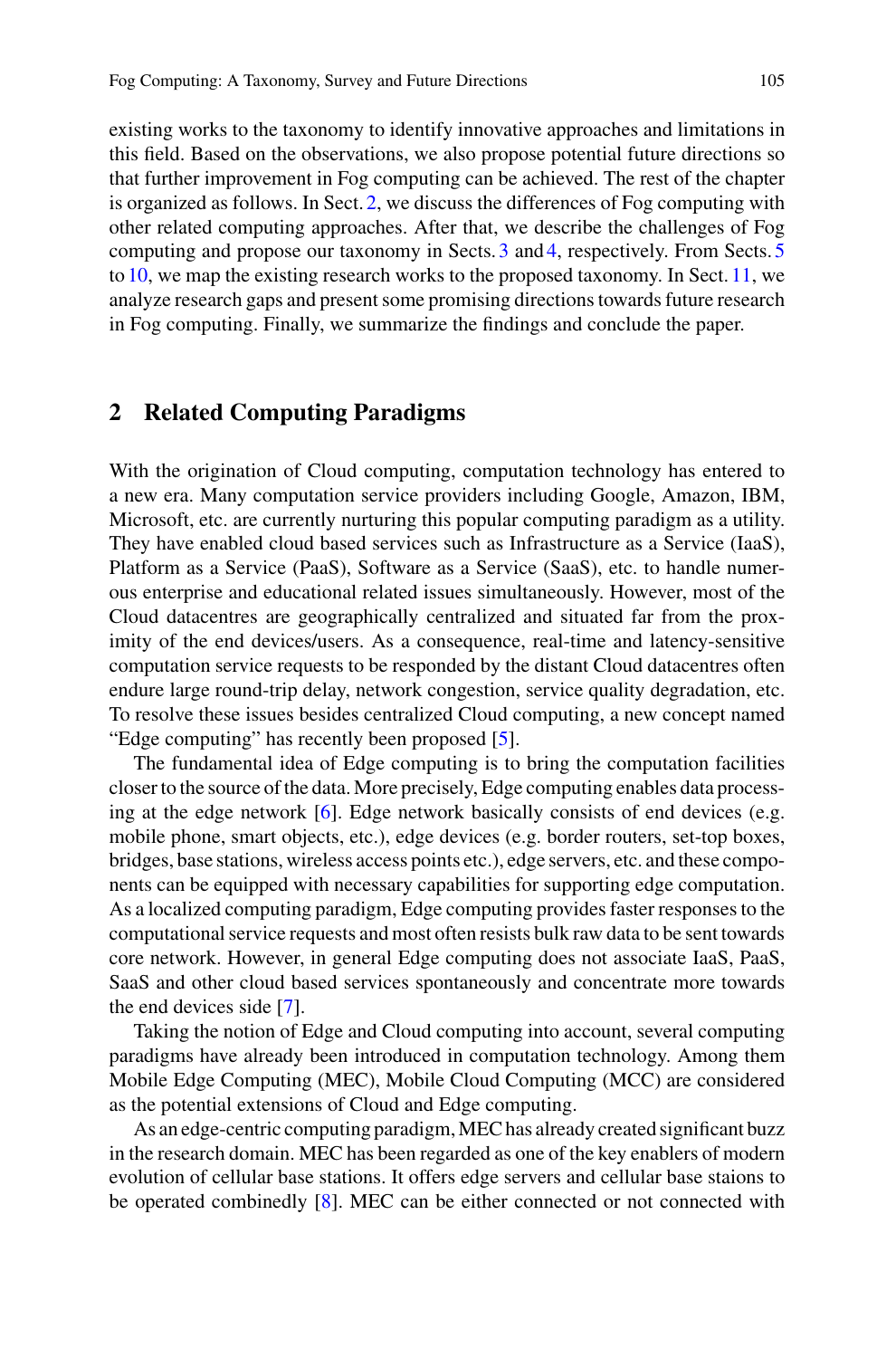existing works to the taxonomy to identify innovative approaches and limitations in this field. Based on the observations, we also propose potential future directions so that further improvement in Fog computing can be achieved. The rest of the chapter is organized as follows. In Sect. 2, we discuss the differences of Fog computing with other related computing approaches. After that, we describe the challenges of Fog computing and propose our taxonomy in Sects. 3 and 4, respectively. From Sects. 5 to 10, we map the existing research works to the proposed taxonomy. In Sect. 11, we analyze research gaps and present some promising directions towards future research in Fog computing. Finally, we summarize the findings and conclude the paper.

## 2 Related Computing Paradigms

With the origination of Cloud computing, computation technology has entered to a new era. Many computation service providers including Google, Amazon, IBM, Microsoft, etc. are currently nurturing this popular computing paradigm as a utility. They have enabled cloud based services such as Infrastructure as a Service (IaaS), Platform as a Service (PaaS), Software as a Service (SaaS), etc. to handle numerous enterprise and educational related issues simultaneously. However, most of the Cloud datacentres are geographically centralized and situated far from the proximity of the end devices/users. As a consequence, real-time and latency-sensitive computation service requests to be responded by the distant Cloud datacentres often endure large round-trip delay, network congestion, service quality degradation, etc. To resolve these issues besides centralized Cloud computing, a new concept named "Edge computing" has recently been proposed [5].

The fundamental idea of Edge computing is to bring the computation facilities closer to the source of the data. More precisely, Edge computing enables data processing at the edge network [6]. Edge network basically consists of end devices (e.g. mobile phone, smart objects, etc.), edge devices (e.g. border routers, set-top boxes, bridges, base stations, wireless access points etc.), edge servers, etc. and these components can be equipped with necessary capabilities for supporting edge computation. As a localized computing paradigm, Edge computing provides faster responses to the computational service requests and most often resists bulk raw data to be sent towards core network. However, in general Edge computing does not associate IaaS, PaaS, SaaS and other cloud based services spontaneously and concentrate more towards the end devices side [7].

Taking the notion of Edge and Cloud computing into account, several computing paradigms have already been introduced in computation technology. Among them Mobile Edge Computing (MEC), Mobile Cloud Computing (MCC) are considered as the potential extensions of Cloud and Edge computing.

As an edge-centric computing paradigm, MEC has already created significant buzz in the research domain. MEC has been regarded as one of the key enablers of modern evolution of cellular base stations. It offers edge servers and cellular base staions to be operated combinedly [8]. MEC can be either connected or not connected with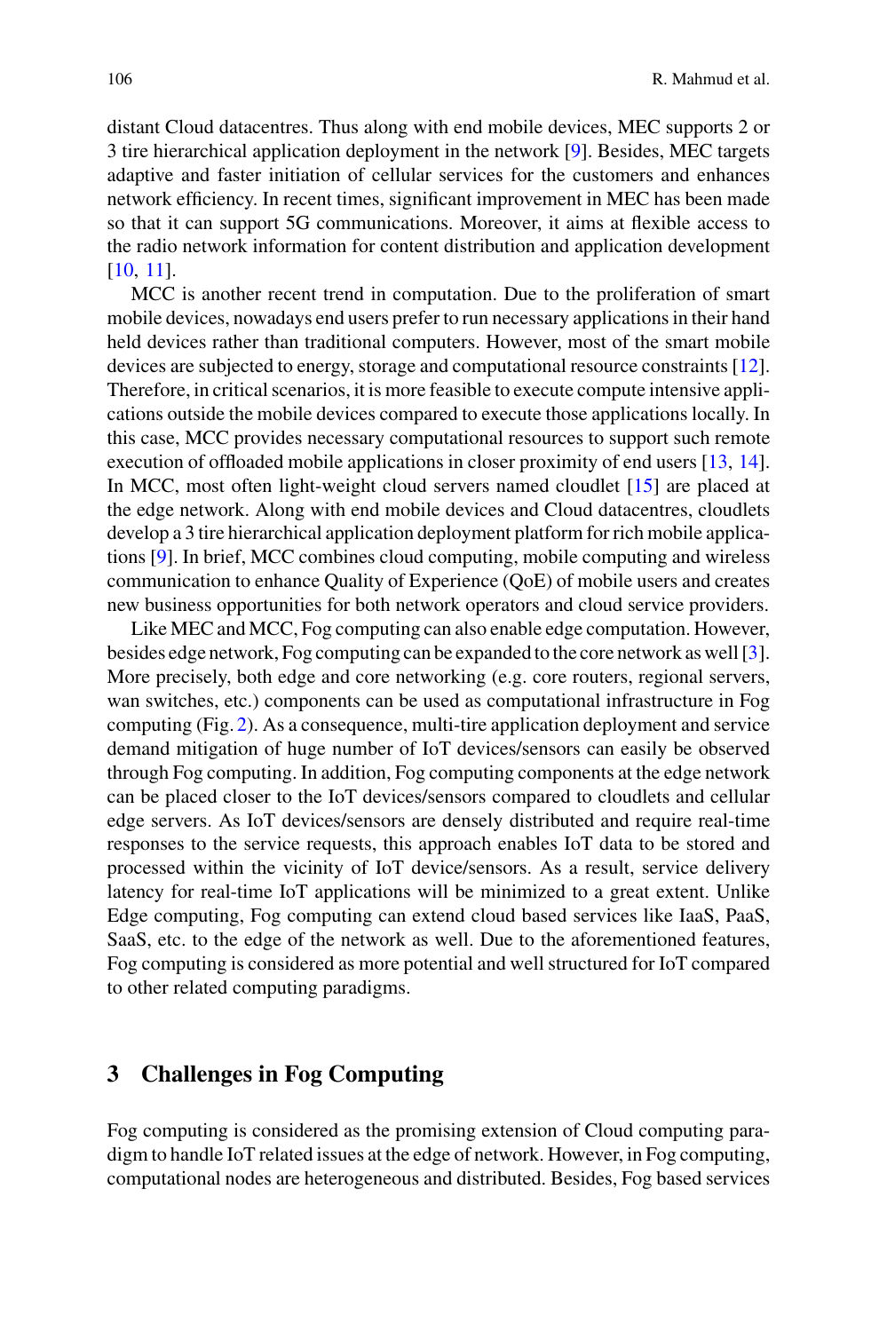distant Cloud datacentres. Thus along with end mobile devices, MEC supports 2 or 3 tire hierarchical application deployment in the network [9]. Besides, MEC targets adaptive and faster initiation of cellular services for the customers and enhances network efficiency. In recent times, significant improvement in MEC has been made so that it can support 5G communications. Moreover, it aims at flexible access to the radio network information for content distribution and application development [10, 11].

MCC is another recent trend in computation. Due to the proliferation of smart mobile devices, nowadays end users prefer to run necessary applications in their hand held devices rather than traditional computers. However, most of the smart mobile devices are subjected to energy, storage and computational resource constraints [12]. Therefore, in critical scenarios, it is more feasible to execute compute intensive applications outside the mobile devices compared to execute those applications locally. In this case, MCC provides necessary computational resources to support such remote execution of offloaded mobile applications in closer proximity of end users [13, 14]. In MCC, most often light-weight cloud servers named cloudlet [15] are placed at the edge network. Along with end mobile devices and Cloud datacentres, cloudlets develop a 3 tire hierarchical application deployment platform for rich mobile applications [9]. In brief, MCC combines cloud computing, mobile computing and wireless communication to enhance Quality of Experience (QoE) of mobile users and creates new business opportunities for both network operators and cloud service providers.

Like MEC and MCC, Fog computing can also enable edge computation. However, besides edge network, Fog computing can be expanded to the core network as well [3]. More precisely, both edge and core networking (e.g. core routers, regional servers, wan switches, etc.) components can be used as computational infrastructure in Fog computing (Fig. 2). As a consequence, multi-tire application deployment and service demand mitigation of huge number of IoT devices/sensors can easily be observed through Fog computing. In addition, Fog computing components at the edge network can be placed closer to the IoT devices/sensors compared to cloudlets and cellular edge servers. As IoT devices/sensors are densely distributed and require real-time responses to the service requests, this approach enables IoT data to be stored and processed within the vicinity of IoT device/sensors. As a result, service delivery latency for real-time IoT applications will be minimized to a great extent. Unlike Edge computing, Fog computing can extend cloud based services like IaaS, PaaS, SaaS, etc. to the edge of the network as well. Due to the aforementioned features, Fog computing is considered as more potential and well structured for IoT compared to other related computing paradigms.

## 3 Challenges in Fog Computing

Fog computing is considered as the promising extension of Cloud computing paradigm to handle IoT related issues at the edge of network. However, in Fog computing, computational nodes are heterogeneous and distributed. Besides, Fog based services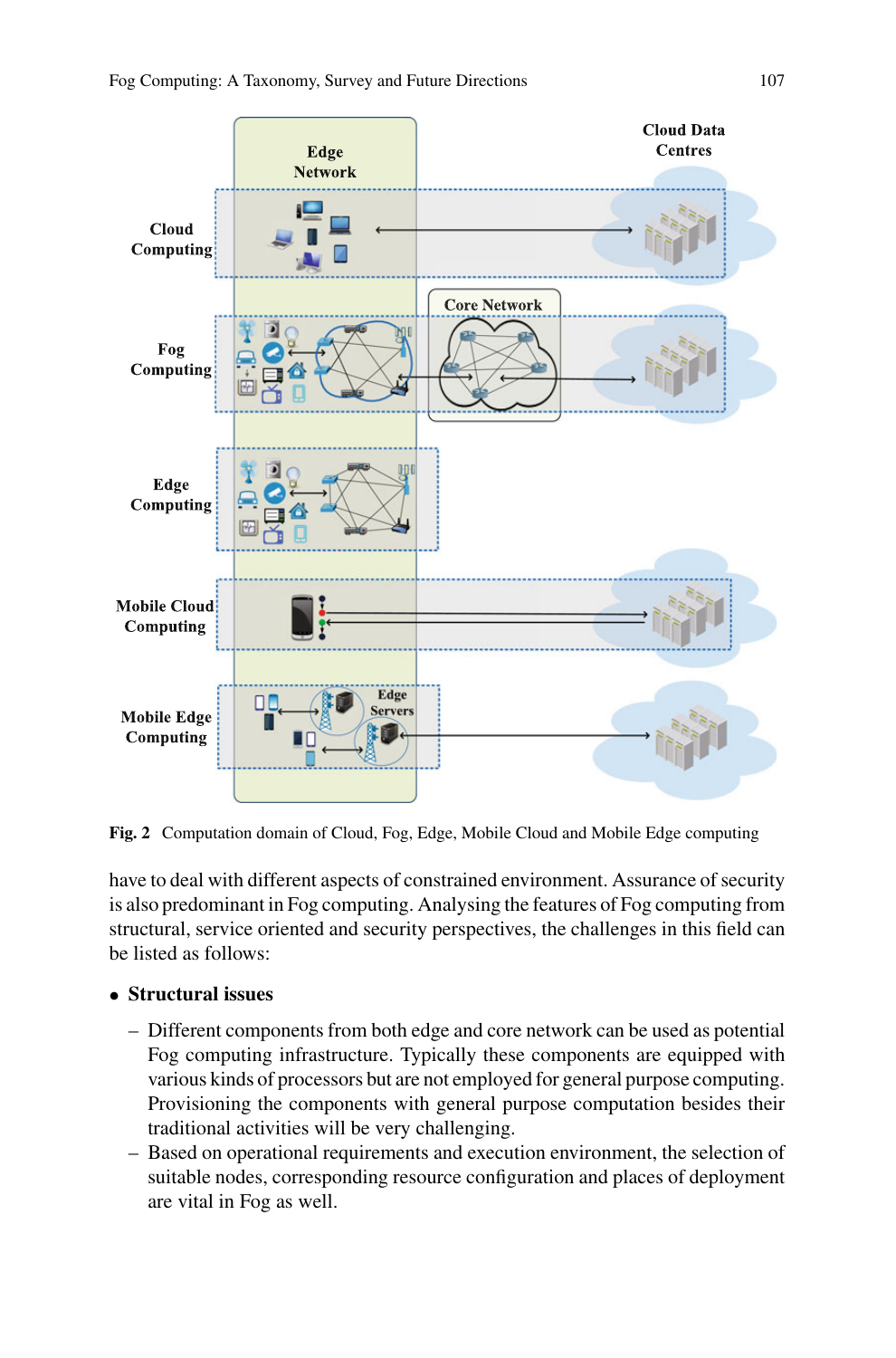Fig. 2 Computation domain of Cloud, Fog, Edge, Mobile Cloud and Mobile Edge computing

have to deal with different aspects of constrained environment. Assurance of security is also predominant in Fog computing. Analysing the features of Fog computing from structural, service oriented and security perspectives, the challenges in this field can be listed as follows:

- **Structural issues**
  - Different components from both edge and core network can be used as potential Fog computing infrastructure. Typically these components are equipped with various kinds of processors but are not employed for general purpose computing. Provisioning the components with general purpose computation besides their traditional activities will be very challenging.
  - Based on operational requirements and execution environment, the selection of suitable nodes, corresponding resource configuration and places of deployment are vital in Fog as well.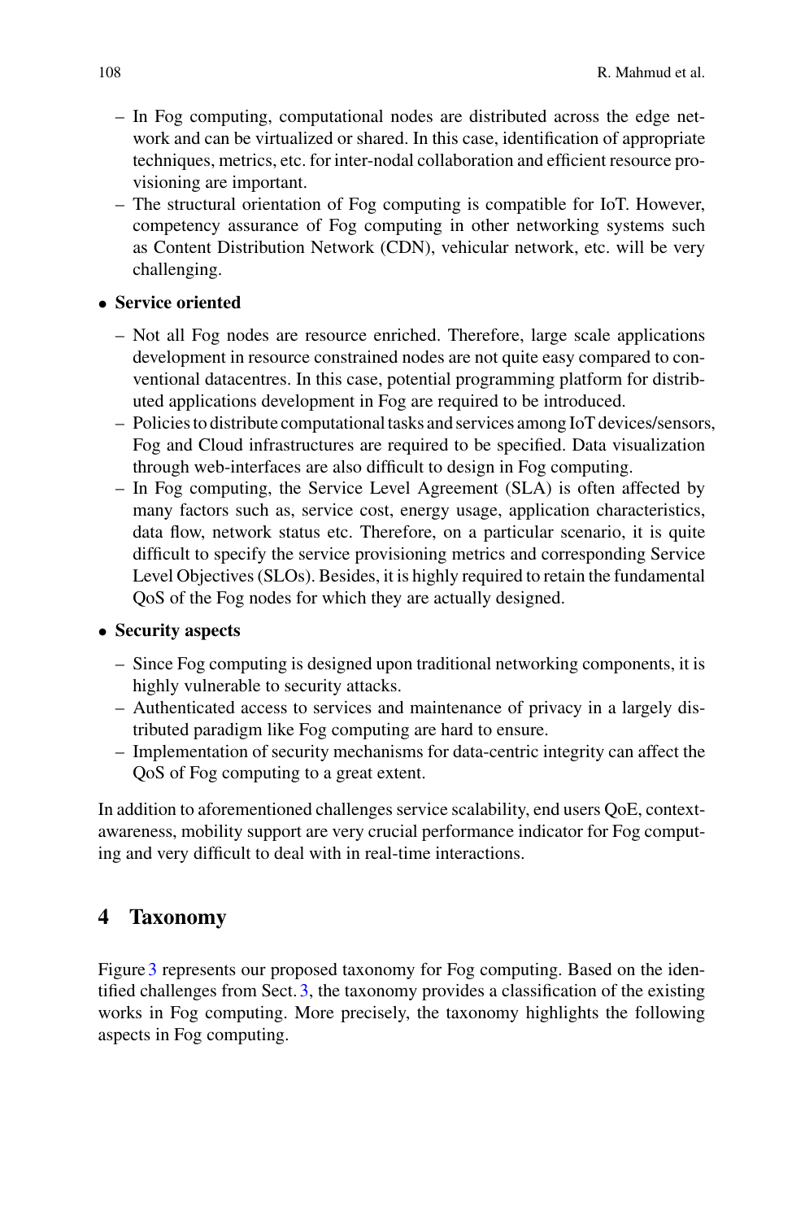- In Fog computing, computational nodes are distributed across the edge network and can be virtualized or shared. In this case, identification of appropriate techniques, metrics, etc. for inter-nodal collaboration and efficient resource provisioning are important.
- The structural orientation of Fog computing is compatible for IoT. However, competency assurance of Fog computing in other networking systems such as Content Distribution Network (CDN), vehicular network, etc. will be very challenging.

- **Service oriented**
  - Not all Fog nodes are resource enriched. Therefore, large scale applications development in resource constrained nodes are not quite easy compared to conventional datacentres. In this case, potential programming platform for distributed applications development in Fog are required to be introduced.
  - Policies to distribute computational tasks and services among IoT devices/sensors, Fog and Cloud infrastructures are required to be specified. Data visualization through web-interfaces are also difficult to design in Fog computing.
  - In Fog computing, the Service Level Agreement (SLA) is often affected by many factors such as, service cost, energy usage, application characteristics, data flow, network status etc. Therefore, on a particular scenario, it is quite difficult to specify the service provisioning metrics and corresponding Service Level Objectives (SLOs). Besides, it is highly required to retain the fundamental QoS of the Fog nodes for which they are actually designed.

- **Security aspects**
  - Since Fog computing is designed upon traditional networking components, it is highly vulnerable to security attacks.
  - Authenticated access to services and maintenance of privacy in a largely distributed paradigm like Fog computing are hard to ensure.
  - Implementation of security mechanisms for data-centric integrity can affect the QoS of Fog computing to a great extent.

In addition to aforementioned challenges service scalability, end users QoE, context-awareness, mobility support are very crucial performance indicator for Fog computing and very difficult to deal with in real-time interactions.

## 4 Taxonomy

Figure 3 represents our proposed taxonomy for Fog computing. Based on the identified challenges from Sect. 3, the taxonomy provides a classification of the existing works in Fog computing. More precisely, the taxonomy highlights the following aspects in Fog computing.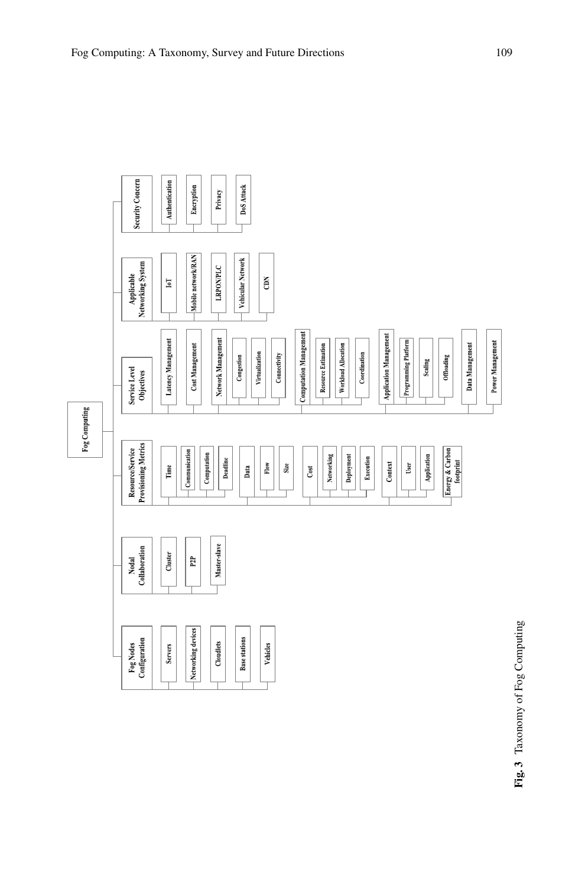- **Fog Computing**
  - **Fog Nodes Configuration**
    - Servers
    - Networking devices
    - Cloudlets
    - Base stations
    - Vehicles
  - **Nodal Collaboration**
    - Cluster
    - P2P
    - Master-slave
  - **Resource/Service Provisioning Metrics**
    - Time
      - Communication
      - Computation
      - Deadline
    - Data
      - Flow
      - Size
    - Cost
      - Networking
      - Deployment
      - Execution
    - Context
      - User
      - Application
    - Energy & Carbon footprint
  - **Service Level Objectives**
    - Latency Management
    - Cost Management
    - Network Management
      - Congestion
      - Virtualization
      - Connectivity
    - Computation Management
      - Resource Estimation
      - Workload Allocation
      - Coordination
    - Application Management
      - Programming Platform
      - Scaling
      - Offloading
    - Data Management
    - Power Management
  - **Applicable Networking System**
    - IoT
    - Mobile network/RAN
    - LRPON/PLC
    - Vehicular Network
    - CDN
  - **Security Concern**
    - Authentication
    - Encryption
    - Privacy
    - DoS Attack

**Fig. 3** Taxonomy of Fog Computing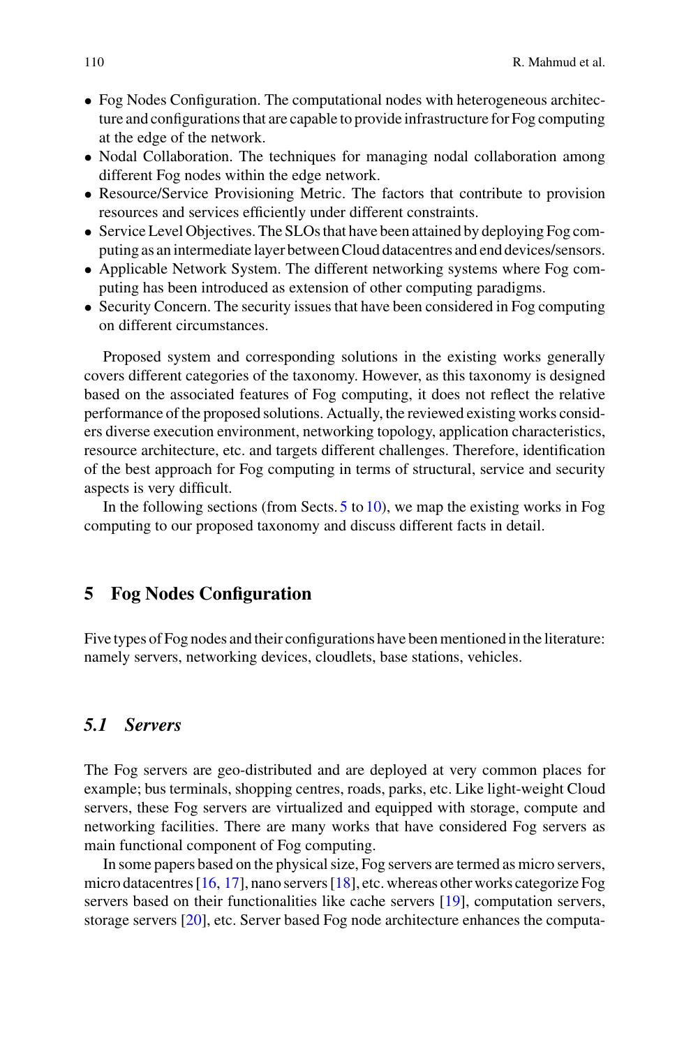- Fog Nodes Configuration. The computational nodes with heterogeneous architecture and configurations that are capable to provide infrastructure for Fog computing at the edge of the network.
- Nodal Collaboration. The techniques for managing nodal collaboration among different Fog nodes within the edge network.
- Resource/Service Provisioning Metric. The factors that contribute to provision resources and services efficiently under different constraints.
- Service Level Objectives. The SLOs that have been attained by deploying Fog computing as an intermediate layer between Cloud datacentres and end devices/sensors.
- Applicable Network System. The different networking systems where Fog computing has been introduced as extension of other computing paradigms.
- Security Concern. The security issues that have been considered in Fog computing on different circumstances.

Proposed system and corresponding solutions in the existing works generally covers different categories of the taxonomy. However, as this taxonomy is designed based on the associated features of Fog computing, it does not reflect the relative performance of the proposed solutions. Actually, the reviewed existing works considers diverse execution environment, networking topology, application characteristics, resource architecture, etc. and targets different challenges. Therefore, identification of the best approach for Fog computing in terms of structural, service and security aspects is very difficult.

In the following sections (from Sects. 5 to 10), we map the existing works in Fog computing to our proposed taxonomy and discuss different facts in detail.

## 5 Fog Nodes Configuration

Five types of Fog nodes and their configurations have been mentioned in the literature: namely servers, networking devices, cloudlets, base stations, vehicles.

### *5.1 Servers*

The Fog servers are geo-distributed and are deployed at very common places for example; bus terminals, shopping centres, roads, parks, etc. Like light-weight Cloud servers, these Fog servers are virtualized and equipped with storage, compute and networking facilities. There are many works that have considered Fog servers as main functional component of Fog computing.

In some papers based on the physical size, Fog servers are termed as micro servers, micro datacentres [16, 17], nano servers [18], etc. whereas other works categorize Fog servers based on their functionalities like cache servers [19], computation servers, storage servers [20], etc. Server based Fog node architecture enhances the computa-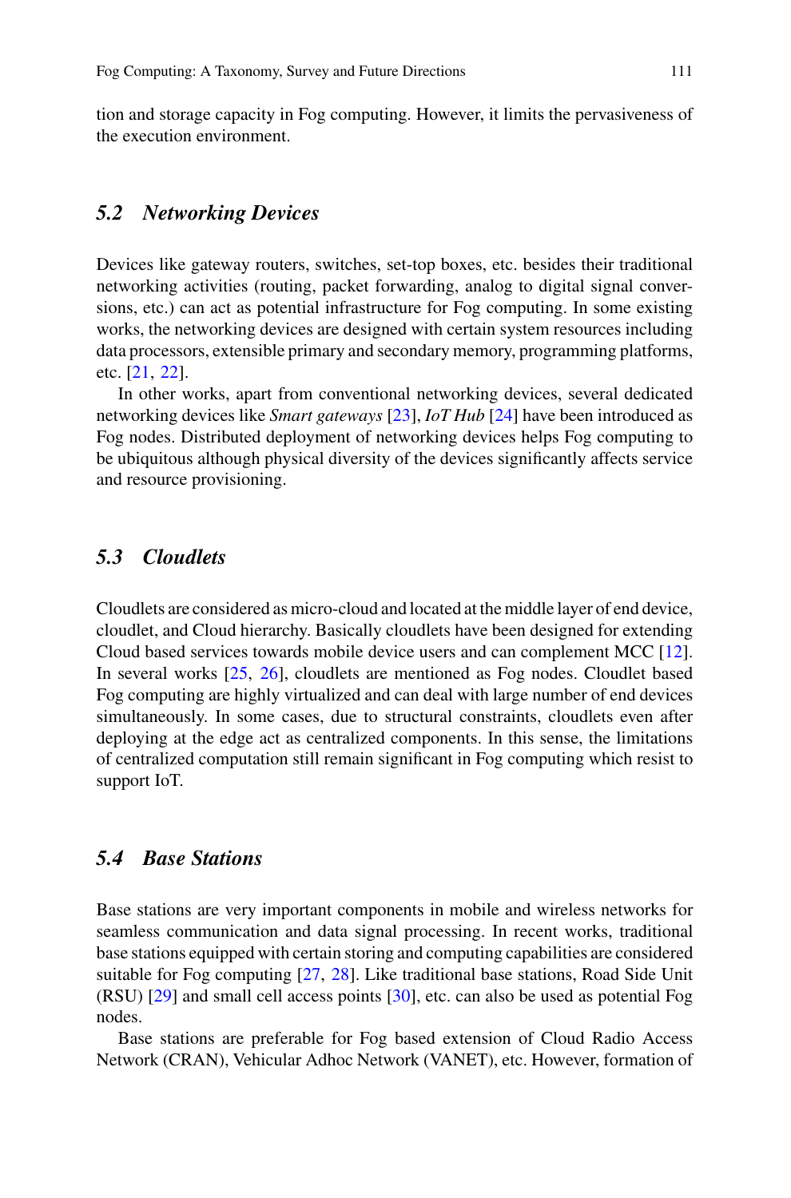tion and storage capacity in Fog computing. However, it limits the pervasiveness of the execution environment.

### 5.2 Networking Devices

Devices like gateway routers, switches, set-top boxes, etc. besides their traditional networking activities (routing, packet forwarding, analog to digital signal conversions, etc.) can act as potential infrastructure for Fog computing. In some existing works, the networking devices are designed with certain system resources including data processors, extensible primary and secondary memory, programming platforms, etc. [21, 22].

In other works, apart from conventional networking devices, several dedicated networking devices like *Smart gateways* [23], *IoT Hub* [24] have been introduced as Fog nodes. Distributed deployment of networking devices helps Fog computing to be ubiquitous although physical diversity of the devices significantly affects service and resource provisioning.

### 5.3 Cloudlets

Cloudlets are considered as micro-cloud and located at the middle layer of end device, cloudlet, and Cloud hierarchy. Basically cloudlets have been designed for extending Cloud based services towards mobile device users and can complement MCC [12]. In several works [25, 26], cloudlets are mentioned as Fog nodes. Cloudlet based Fog computing are highly virtualized and can deal with large number of end devices simultaneously. In some cases, due to structural constraints, cloudlets even after deploying at the edge act as centralized components. In this sense, the limitations of centralized computation still remain significant in Fog computing which resist to support IoT.

### 5.4 Base Stations

Base stations are very important components in mobile and wireless networks for seamless communication and data signal processing. In recent works, traditional base stations equipped with certain storing and computing capabilities are considered suitable for Fog computing [27, 28]. Like traditional base stations, Road Side Unit (RSU) [29] and small cell access points [30], etc. can also be used as potential Fog nodes.

Base stations are preferable for Fog based extension of Cloud Radio Access Network (CRAN), Vehicular Adhoc Network (VANET), etc. However, formation of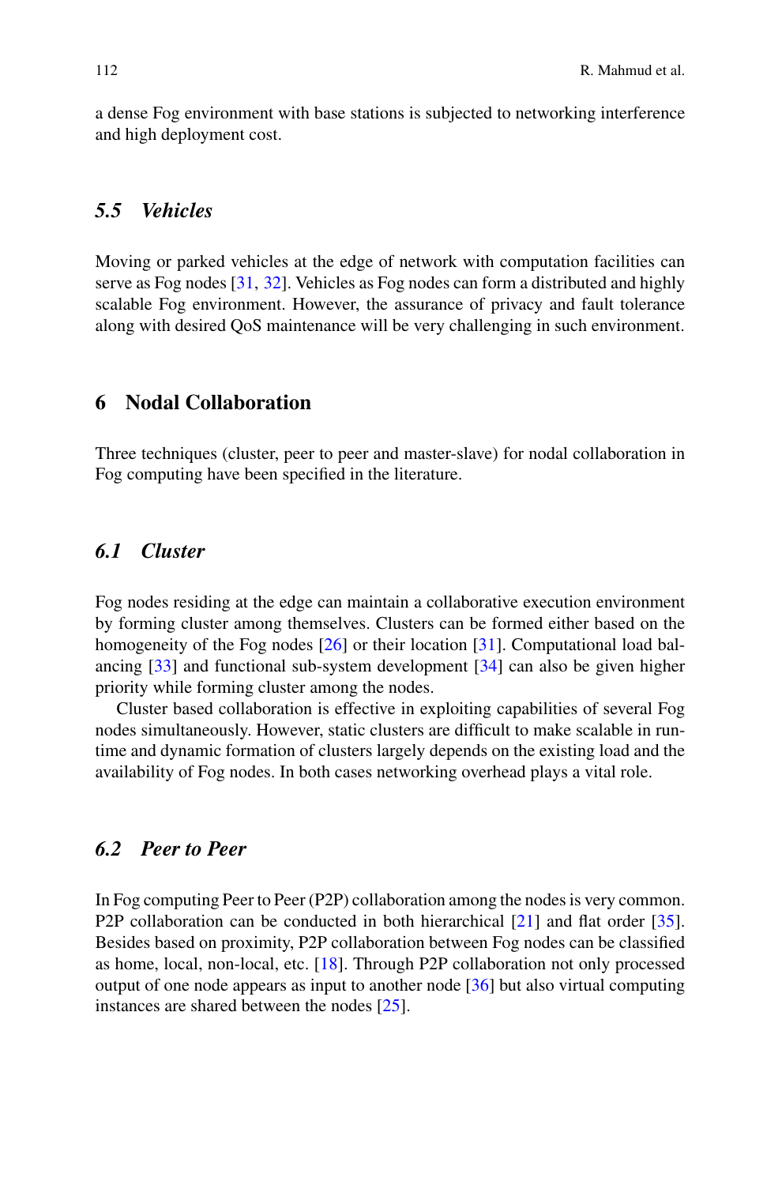a dense Fog environment with base stations is subjected to networking interference and high deployment cost.

### 5.5 Vehicles

Moving or parked vehicles at the edge of network with computation facilities can serve as Fog nodes [31, 32]. Vehicles as Fog nodes can form a distributed and highly scalable Fog environment. However, the assurance of privacy and fault tolerance along with desired QoS maintenance will be very challenging in such environment.

## 6 Nodal Collaboration

Three techniques (cluster, peer to peer and master-slave) for nodal collaboration in Fog computing have been specified in the literature.

### 6.1 Cluster

Fog nodes residing at the edge can maintain a collaborative execution environment by forming cluster among themselves. Clusters can be formed either based on the homogeneity of the Fog nodes [26] or their location [31]. Computational load balancing [33] and functional sub-system development [34] can also be given higher priority while forming cluster among the nodes.

Cluster based collaboration is effective in exploiting capabilities of several Fog nodes simultaneously. However, static clusters are difficult to make scalable in runtime and dynamic formation of clusters largely depends on the existing load and the availability of Fog nodes. In both cases networking overhead plays a vital role.

### 6.2 Peer to Peer

In Fog computing Peer to Peer (P2P) collaboration among the nodes is very common. P2P collaboration can be conducted in both hierarchical [21] and flat order [35]. Besides based on proximity, P2P collaboration between Fog nodes can be classified as home, local, non-local, etc. [18]. Through P2P collaboration not only processed output of one node appears as input to another node [36] but also virtual computing instances are shared between the nodes [25].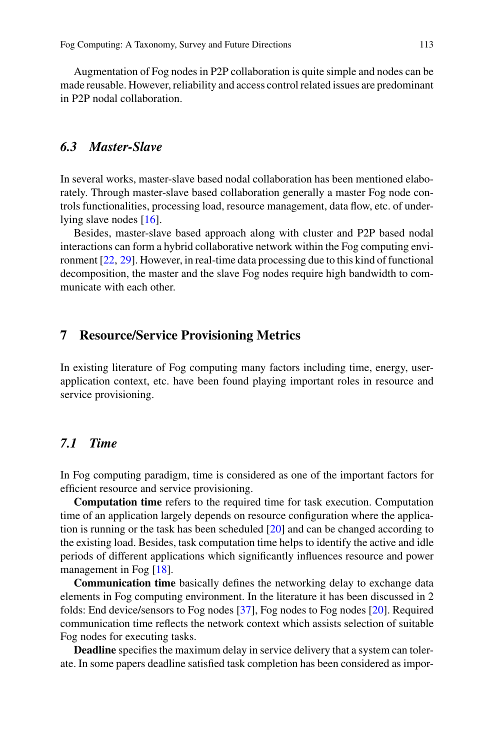Augmentation of Fog nodes in P2P collaboration is quite simple and nodes can be made reusable. However, reliability and access control related issues are predominant in P2P nodal collaboration.

### *6.3 Master-Slave*

In several works, master-slave based nodal collaboration has been mentioned elaborately. Through master-slave based collaboration generally a master Fog node controls functionalities, processing load, resource management, data flow, etc. of underlying slave nodes [16].

Besides, master-slave based approach along with cluster and P2P based nodal interactions can form a hybrid collaborative network within the Fog computing environment [22, 29]. However, in real-time data processing due to this kind of functional decomposition, the master and the slave Fog nodes require high bandwidth to communicate with each other.

## 7 Resource/Service Provisioning Metrics

In existing literature of Fog computing many factors including time, energy, user-application context, etc. have been found playing important roles in resource and service provisioning.

### *7.1 Time*

In Fog computing paradigm, time is considered as one of the important factors for efficient resource and service provisioning.

**Computation time** refers to the required time for task execution. Computation time of an application largely depends on resource configuration where the application is running or the task has been scheduled [20] and can be changed according to the existing load. Besides, task computation time helps to identify the active and idle periods of different applications which significantly influences resource and power management in Fog [18].

**Communication time** basically defines the networking delay to exchange data elements in Fog computing environment. In the literature it has been discussed in 2 folds: End device/sensors to Fog nodes [37], Fog nodes to Fog nodes [20]. Required communication time reflects the network context which assists selection of suitable Fog nodes for executing tasks.

**Deadline** specifies the maximum delay in service delivery that a system can tolerate. In some papers deadline satisfied task completion has been considered as impor-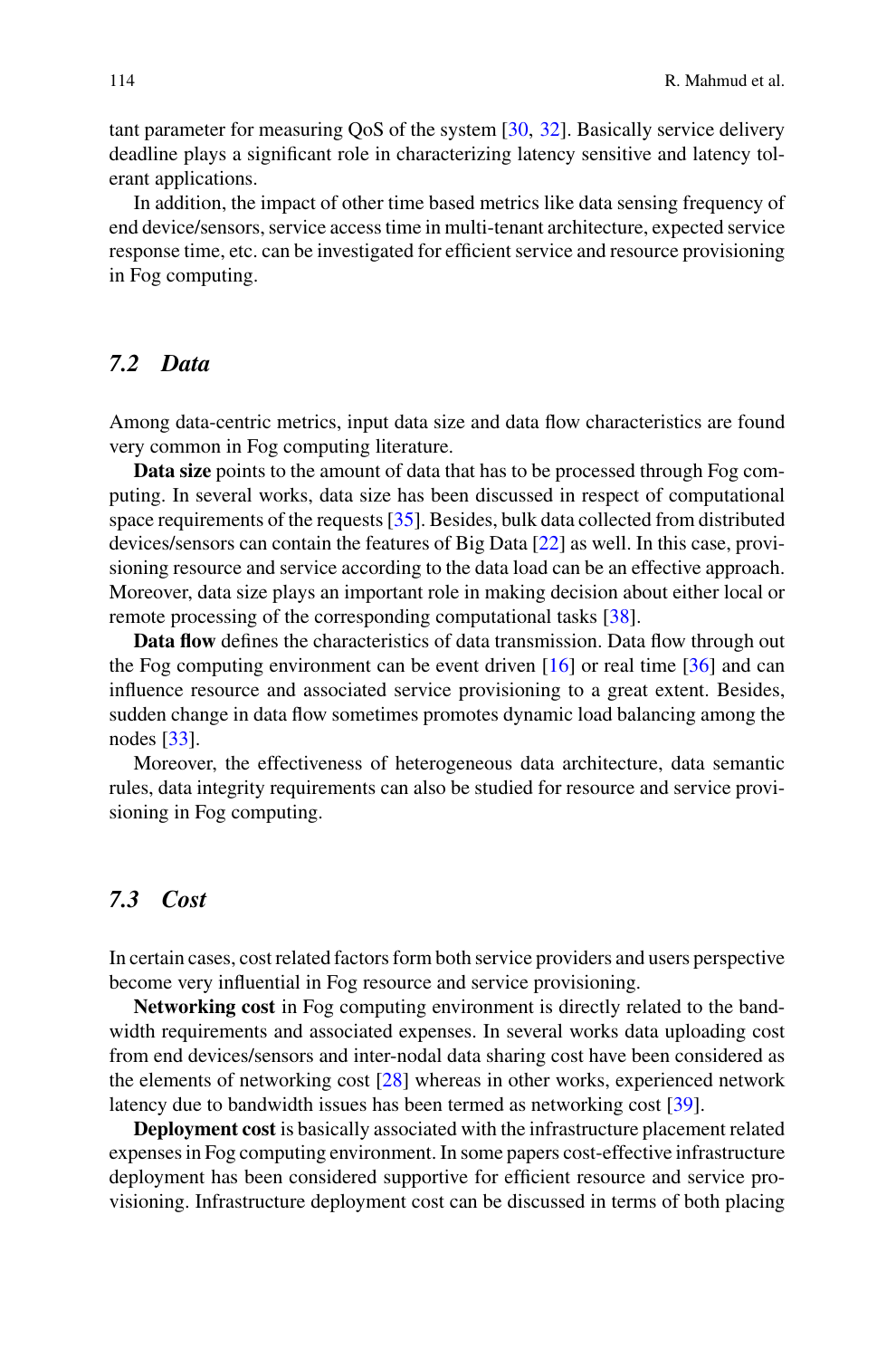tant parameter for measuring QoS of the system [30, 32]. Basically service delivery deadline plays a significant role in characterizing latency sensitive and latency tolerant applications.

In addition, the impact of other time based metrics like data sensing frequency of end device/sensors, service access time in multi-tenant architecture, expected service response time, etc. can be investigated for efficient service and resource provisioning in Fog computing.

### *7.2 Data*

Among data-centric metrics, input data size and data flow characteristics are found very common in Fog computing literature.

**Data size** points to the amount of data that has to be processed through Fog computing. In several works, data size has been discussed in respect of computational space requirements of the requests [35]. Besides, bulk data collected from distributed devices/sensors can contain the features of Big Data [22] as well. In this case, provisioning resource and service according to the data load can be an effective approach. Moreover, data size plays an important role in making decision about either local or remote processing of the corresponding computational tasks [38].

**Data flow** defines the characteristics of data transmission. Data flow through out the Fog computing environment can be event driven [16] or real time [36] and can influence resource and associated service provisioning to a great extent. Besides, sudden change in data flow sometimes promotes dynamic load balancing among the nodes [33].

Moreover, the effectiveness of heterogeneous data architecture, data semantic rules, data integrity requirements can also be studied for resource and service provisioning in Fog computing.

### *7.3 Cost*

In certain cases, cost related factors form both service providers and users perspective become very influential in Fog resource and service provisioning.

**Networking cost** in Fog computing environment is directly related to the bandwidth requirements and associated expenses. In several works data uploading cost from end devices/sensors and inter-nodal data sharing cost have been considered as the elements of networking cost [28] whereas in other works, experienced network latency due to bandwidth issues has been termed as networking cost [39].

**Deployment cost** is basically associated with the infrastructure placement related expenses in Fog computing environment. In some papers cost-effective infrastructure deployment has been considered supportive for efficient resource and service provisioning. Infrastructure deployment cost can be discussed in terms of both placing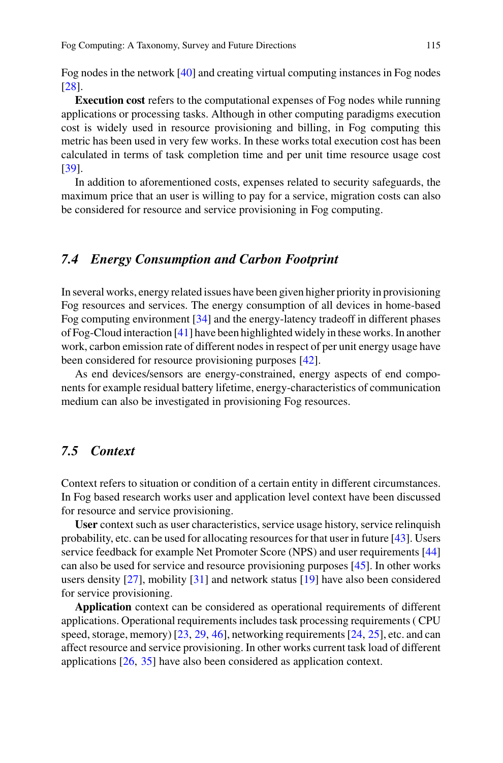Fog nodes in the network [40] and creating virtual computing instances in Fog nodes [28].

**Execution cost** refers to the computational expenses of Fog nodes while running applications or processing tasks. Although in other computing paradigms execution cost is widely used in resource provisioning and billing, in Fog computing this metric has been used in very few works. In these works total execution cost has been calculated in terms of task completion time and per unit time resource usage cost [39].

In addition to aforementioned costs, expenses related to security safeguards, the maximum price that an user is willing to pay for a service, migration costs can also be considered for resource and service provisioning in Fog computing.

### *7.4 Energy Consumption and Carbon Footprint*

In several works, energy related issues have been given higher priority in provisioning Fog resources and services. The energy consumption of all devices in home-based Fog computing environment [34] and the energy-latency tradeoff in different phases of Fog-Cloud interaction [41] have been highlighted widely in these works. In another work, carbon emission rate of different nodes in respect of per unit energy usage have been considered for resource provisioning purposes [42].

As end devices/sensors are energy-constrained, energy aspects of end components for example residual battery lifetime, energy-characteristics of communication medium can also be investigated in provisioning Fog resources.

### *7.5 Context*

Context refers to situation or condition of a certain entity in different circumstances. In Fog based research works user and application level context have been discussed for resource and service provisioning.

**User** context such as user characteristics, service usage history, service relinquish probability, etc. can be used for allocating resources for that user in future [43]. Users service feedback for example Net Promoter Score (NPS) and user requirements [44] can also be used for service and resource provisioning purposes [45]. In other works users density [27], mobility [31] and network status [19] have also been considered for service provisioning.

**Application** context can be considered as operational requirements of different applications. Operational requirements includes task processing requirements ( CPU speed, storage, memory) [23, 29, 46], networking requirements [24, 25], etc. and can affect resource and service provisioning. In other works current task load of different applications [26, 35] have also been considered as application context.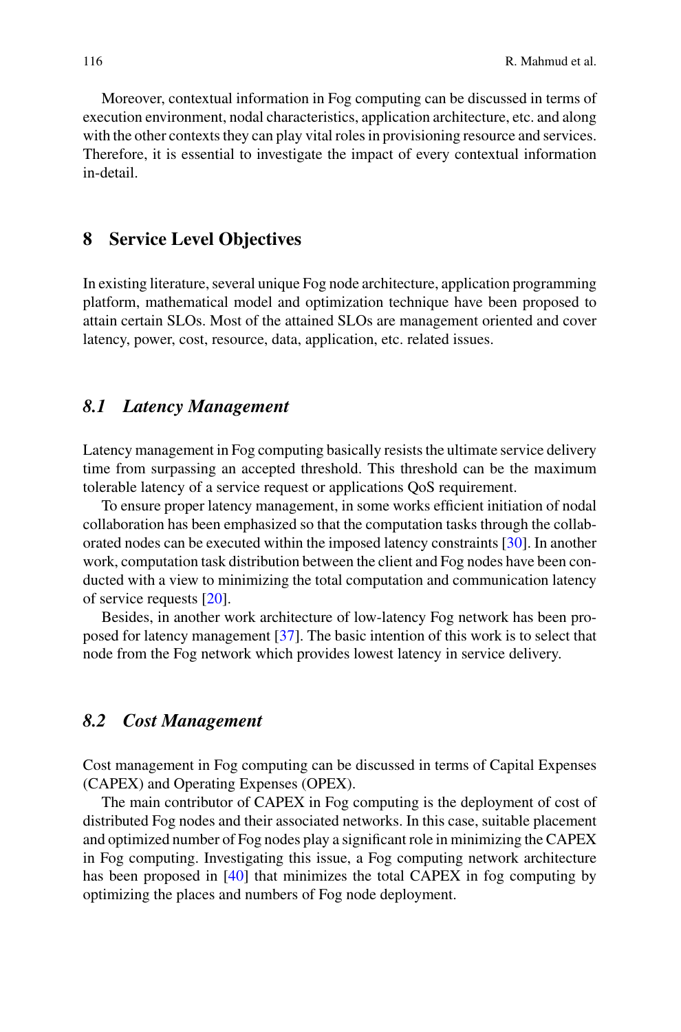Moreover, contextual information in Fog computing can be discussed in terms of execution environment, nodal characteristics, application architecture, etc. and along with the other contexts they can play vital roles in provisioning resource and services. Therefore, it is essential to investigate the impact of every contextual information in-detail.

## 8 Service Level Objectives

In existing literature, several unique Fog node architecture, application programming platform, mathematical model and optimization technique have been proposed to attain certain SLOs. Most of the attained SLOs are management oriented and cover latency, power, cost, resource, data, application, etc. related issues.

### *8.1 Latency Management*

Latency management in Fog computing basically resists the ultimate service delivery time from surpassing an accepted threshold. This threshold can be the maximum tolerable latency of a service request or applications QoS requirement.

To ensure proper latency management, in some works efficient initiation of nodal collaboration has been emphasized so that the computation tasks through the collaborated nodes can be executed within the imposed latency constraints [30]. In another work, computation task distribution between the client and Fog nodes have been conducted with a view to minimizing the total computation and communication latency of service requests [20].

Besides, in another work architecture of low-latency Fog network has been proposed for latency management [37]. The basic intention of this work is to select that node from the Fog network which provides lowest latency in service delivery.

### *8.2 Cost Management*

Cost management in Fog computing can be discussed in terms of Capital Expenses (CAPEX) and Operating Expenses (OPEX).

The main contributor of CAPEX in Fog computing is the deployment of cost of distributed Fog nodes and their associated networks. In this case, suitable placement and optimized number of Fog nodes play a significant role in minimizing the CAPEX in Fog computing. Investigating this issue, a Fog computing network architecture has been proposed in [40] that minimizes the total CAPEX in fog computing by optimizing the places and numbers of Fog node deployment.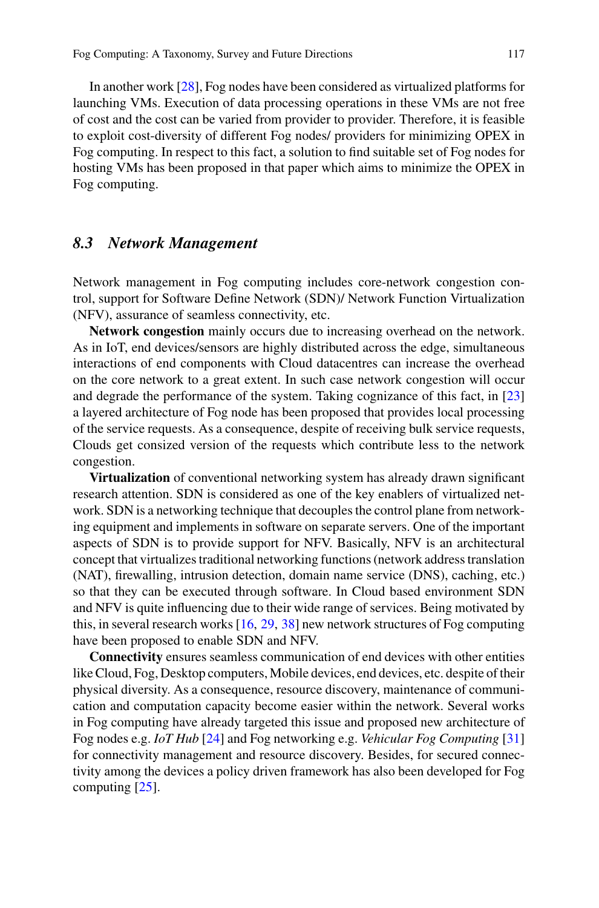In another work [28], Fog nodes have been considered as virtualized platforms for launching VMs. Execution of data processing operations in these VMs are not free of cost and the cost can be varied from provider to provider. Therefore, it is feasible to exploit cost-diversity of different Fog nodes/ providers for minimizing OPEX in Fog computing. In respect to this fact, a solution to find suitable set of Fog nodes for hosting VMs has been proposed in that paper which aims to minimize the OPEX in Fog computing.

### *8.3 Network Management*

Network management in Fog computing includes core-network congestion control, support for Software Define Network (SDN)/ Network Function Virtualization (NFV), assurance of seamless connectivity, etc.

**Network congestion** mainly occurs due to increasing overhead on the network. As in IoT, end devices/sensors are highly distributed across the edge, simultaneous interactions of end components with Cloud datacentres can increase the overhead on the core network to a great extent. In such case network congestion will occur and degrade the performance of the system. Taking cognizance of this fact, in [23] a layered architecture of Fog node has been proposed that provides local processing of the service requests. As a consequence, despite of receiving bulk service requests, Clouds get consized version of the requests which contribute less to the network congestion.

**Virtualization** of conventional networking system has already drawn significant research attention. SDN is considered as one of the key enablers of virtualized network. SDN is a networking technique that decouples the control plane from networking equipment and implements in software on separate servers. One of the important aspects of SDN is to provide support for NFV. Basically, NFV is an architectural concept that virtualizes traditional networking functions (network address translation (NAT), firewalling, intrusion detection, domain name service (DNS), caching, etc.) so that they can be executed through software. In Cloud based environment SDN and NFV is quite influencing due to their wide range of services. Being motivated by this, in several research works [16, 29, 38] new network structures of Fog computing have been proposed to enable SDN and NFV.

**Connectivity** ensures seamless communication of end devices with other entities like Cloud, Fog, Desktop computers, Mobile devices, end devices, etc. despite of their physical diversity. As a consequence, resource discovery, maintenance of communication and computation capacity become easier within the network. Several works in Fog computing have already targeted this issue and proposed new architecture of Fog nodes e.g. *IoT Hub* [24] and Fog networking e.g. *Vehicular Fog Computing* [31] for connectivity management and resource discovery. Besides, for secured connectivity among the devices a policy driven framework has also been developed for Fog computing [25].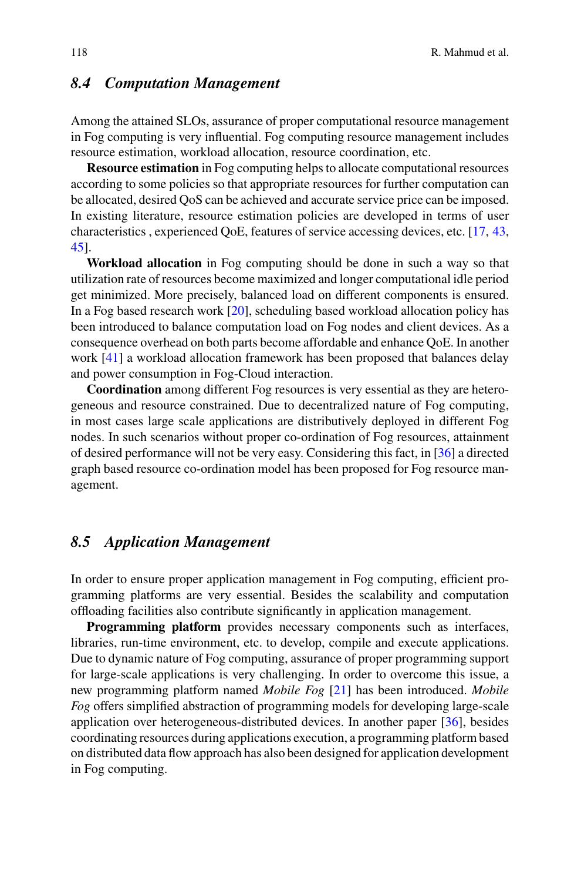### 8.4 Computation Management

Among the attained SLOs, assurance of proper computational resource management in Fog computing is very influential. Fog computing resource management includes resource estimation, workload allocation, resource coordination, etc.

**Resource estimation** in Fog computing helps to allocate computational resources according to some policies so that appropriate resources for further computation can be allocated, desired QoS can be achieved and accurate service price can be imposed. In existing literature, resource estimation policies are developed in terms of user characteristics , experienced QoE, features of service accessing devices, etc. [17, 43, 45].

**Workload allocation** in Fog computing should be done in such a way so that utilization rate of resources become maximized and longer computational idle period get minimized. More precisely, balanced load on different components is ensured. In a Fog based research work [20], scheduling based workload allocation policy has been introduced to balance computation load on Fog nodes and client devices. As a consequence overhead on both parts become affordable and enhance QoE. In another work [41] a workload allocation framework has been proposed that balances delay and power consumption in Fog-Cloud interaction.

**Coordination** among different Fog resources is very essential as they are heterogeneous and resource constrained. Due to decentralized nature of Fog computing, in most cases large scale applications are distributively deployed in different Fog nodes. In such scenarios without proper co-ordination of Fog resources, attainment of desired performance will not be very easy. Considering this fact, in [36] a directed graph based resource co-ordination model has been proposed for Fog resource management.

### 8.5 Application Management

In order to ensure proper application management in Fog computing, efficient programming platforms are very essential. Besides the scalability and computation offloading facilities also contribute significantly in application management.

**Programming platform** provides necessary components such as interfaces, libraries, run-time environment, etc. to develop, compile and execute applications. Due to dynamic nature of Fog computing, assurance of proper programming support for large-scale applications is very challenging. In order to overcome this issue, a new programming platform named *Mobile Fog* [21] has been introduced. *Mobile Fog* offers simplified abstraction of programming models for developing large-scale application over heterogeneous-distributed devices. In another paper [36], besides coordinating resources during applications execution, a programming platform based on distributed data flow approach has also been designed for application development in Fog computing.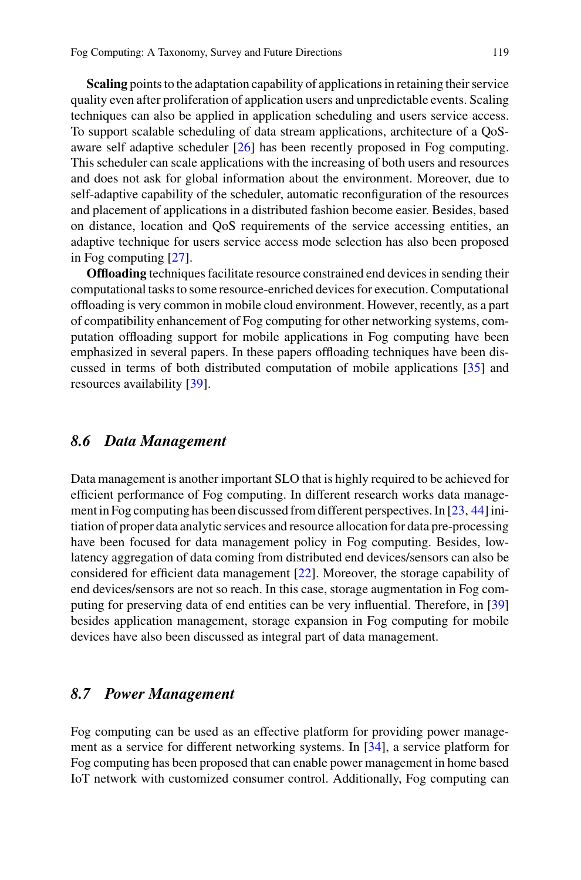**Scaling** points to the adaptation capability of applications in retaining their service quality even after proliferation of application users and unpredictable events. Scaling techniques can also be applied in application scheduling and users service access. To support scalable scheduling of data stream applications, architecture of a QoS-aware self adaptive scheduler [26] has been recently proposed in Fog computing. This scheduler can scale applications with the increasing of both users and resources and does not ask for global information about the environment. Moreover, due to self-adaptive capability of the scheduler, automatic reconfiguration of the resources and placement of applications in a distributed fashion become easier. Besides, based on distance, location and QoS requirements of the service accessing entities, an adaptive technique for users service access mode selection has also been proposed in Fog computing [27].

**Offloading** techniques facilitate resource constrained end devices in sending their computational tasks to some resource-enriched devices for execution. Computational offloading is very common in mobile cloud environment. However, recently, as a part of compatibility enhancement of Fog computing for other networking systems, computation offloading support for mobile applications in Fog computing have been emphasized in several papers. In these papers offloading techniques have been discussed in terms of both distributed computation of mobile applications [35] and resources availability [39].

### *8.6 Data Management*

Data management is another important SLO that is highly required to be achieved for efficient performance of Fog computing. In different research works data management in Fog computing has been discussed from different perspectives. In [23, 44] initiation of proper data analytic services and resource allocation for data pre-processing have been focused for data management policy in Fog computing. Besides, low-latency aggregation of data coming from distributed end devices/sensors can also be considered for efficient data management [22]. Moreover, the storage capability of end devices/sensors are not so reach. In this case, storage augmentation in Fog computing for preserving data of end entities can be very influential. Therefore, in [39] besides application management, storage expansion in Fog computing for mobile devices have also been discussed as integral part of data management.

### *8.7 Power Management*

Fog computing can be used as an effective platform for providing power management as a service for different networking systems. In [34], a service platform for Fog computing has been proposed that can enable power management in home based IoT network with customized consumer control. Additionally, Fog computing can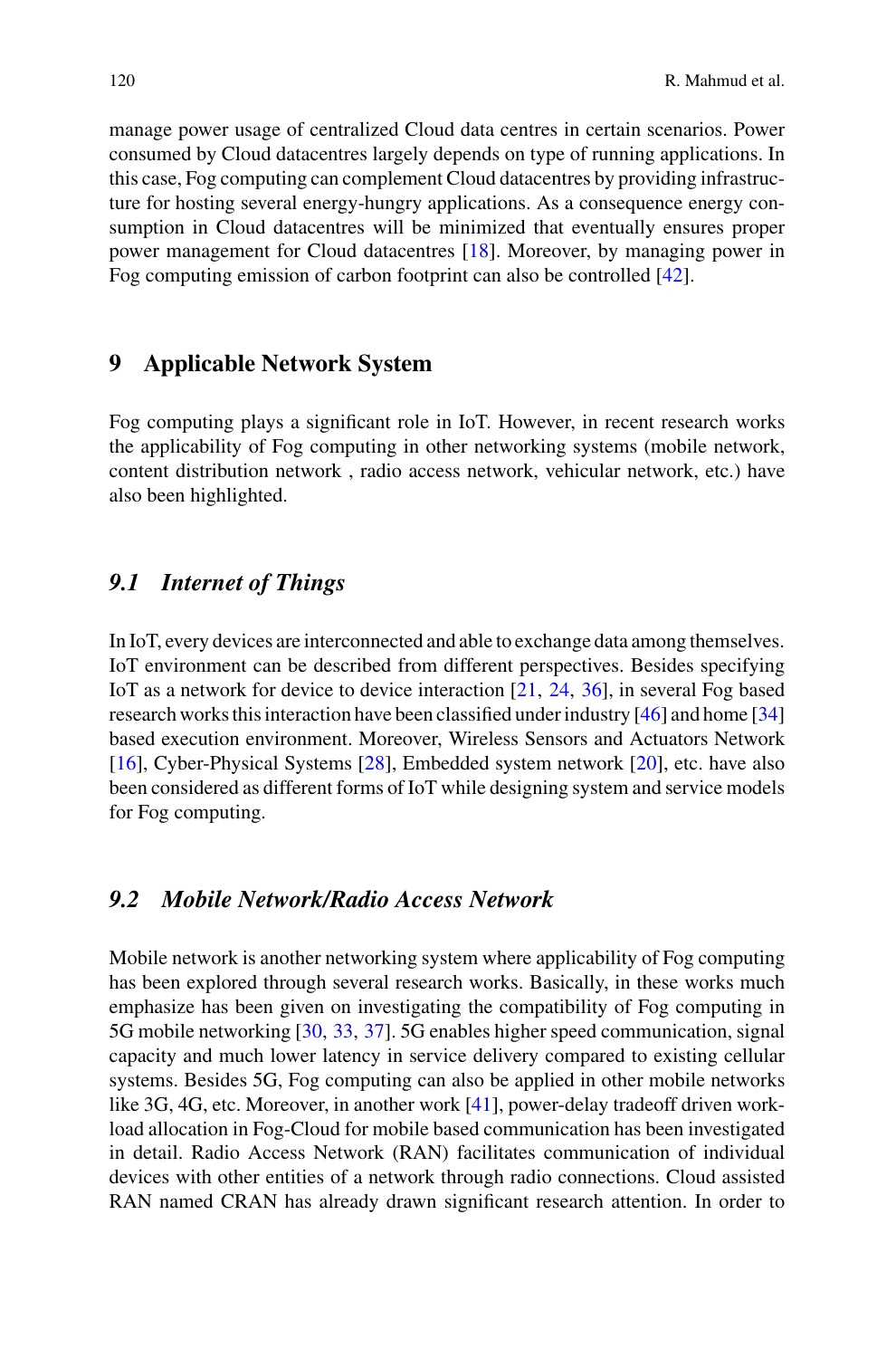manage power usage of centralized Cloud data centres in certain scenarios. Power consumed by Cloud datacentres largely depends on type of running applications. In this case, Fog computing can complement Cloud datacentres by providing infrastructure for hosting several energy-hungry applications. As a consequence energy consumption in Cloud datacentres will be minimized that eventually ensures proper power management for Cloud datacentres [18]. Moreover, by managing power in Fog computing emission of carbon footprint can also be controlled [42].

## 9 Applicable Network System

Fog computing plays a significant role in IoT. However, in recent research works the applicability of Fog computing in other networking systems (mobile network, content distribution network , radio access network, vehicular network, etc.) have also been highlighted.

### *9.1 Internet of Things*

In IoT, every devices are interconnected and able to exchange data among themselves. IoT environment can be described from different perspectives. Besides specifying IoT as a network for device to device interaction [21, 24, 36], in several Fog based research works this interaction have been classified under industry [46] and home [34] based execution environment. Moreover, Wireless Sensors and Actuators Network [16], Cyber-Physical Systems [28], Embedded system network [20], etc. have also been considered as different forms of IoT while designing system and service models for Fog computing.

### *9.2 Mobile Network/Radio Access Network*

Mobile network is another networking system where applicability of Fog computing has been explored through several research works. Basically, in these works much emphasize has been given on investigating the compatibility of Fog computing in 5G mobile networking [30, 33, 37]. 5G enables higher speed communication, signal capacity and much lower latency in service delivery compared to existing cellular systems. Besides 5G, Fog computing can also be applied in other mobile networks like 3G, 4G, etc. Moreover, in another work [41], power-delay tradeoff driven workload allocation in Fog-Cloud for mobile based communication has been investigated in detail. Radio Access Network (RAN) facilitates communication of individual devices with other entities of a network through radio connections. Cloud assisted RAN named CRAN has already drawn significant research attention. In order to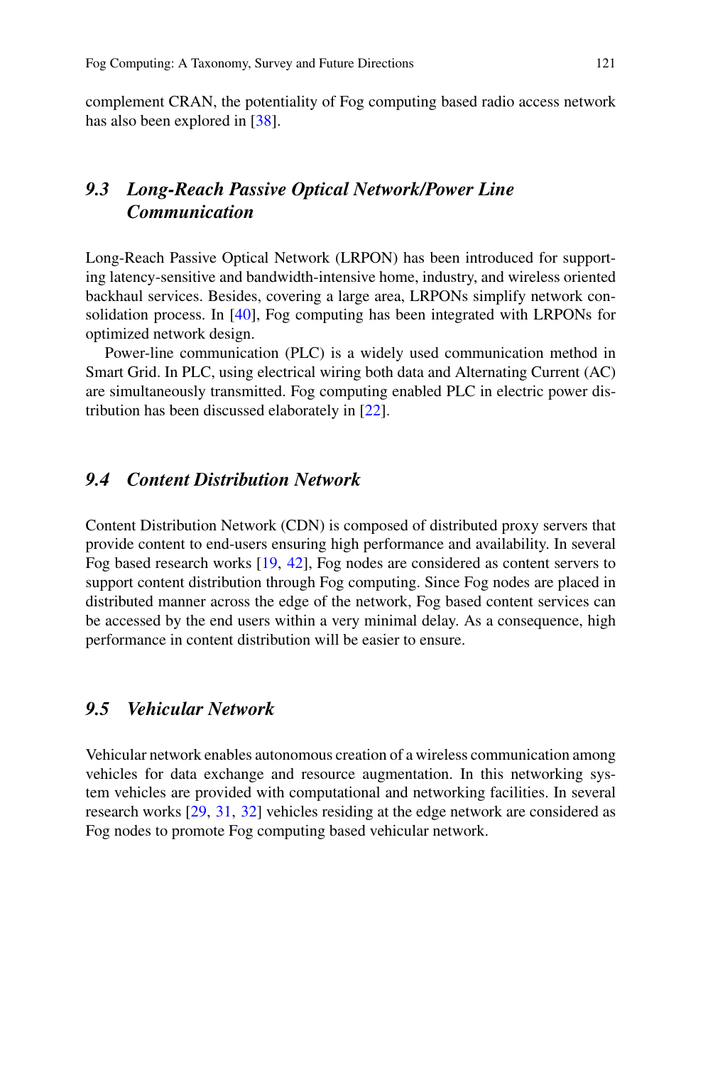complement CRAN, the potentiality of Fog computing based radio access network has also been explored in [38].

### *9.3 Long-Reach Passive Optical Network/Power Line Communication*

Long-Reach Passive Optical Network (LRPON) has been introduced for supporting latency-sensitive and bandwidth-intensive home, industry, and wireless oriented backhaul services. Besides, covering a large area, LRPONs simplify network consolidation process. In [40], Fog computing has been integrated with LRPONs for optimized network design.

Power-line communication (PLC) is a widely used communication method in Smart Grid. In PLC, using electrical wiring both data and Alternating Current (AC) are simultaneously transmitted. Fog computing enabled PLC in electric power distribution has been discussed elaborately in [22].

### *9.4 Content Distribution Network*

Content Distribution Network (CDN) is composed of distributed proxy servers that provide content to end-users ensuring high performance and availability. In several Fog based research works [19, 42], Fog nodes are considered as content servers to support content distribution through Fog computing. Since Fog nodes are placed in distributed manner across the edge of the network, Fog based content services can be accessed by the end users within a very minimal delay. As a consequence, high performance in content distribution will be easier to ensure.

### *9.5 Vehicular Network*

Vehicular network enables autonomous creation of a wireless communication among vehicles for data exchange and resource augmentation. In this networking system vehicles are provided with computational and networking facilities. In several research works [29, 31, 32] vehicles residing at the edge network are considered as Fog nodes to promote Fog computing based vehicular network.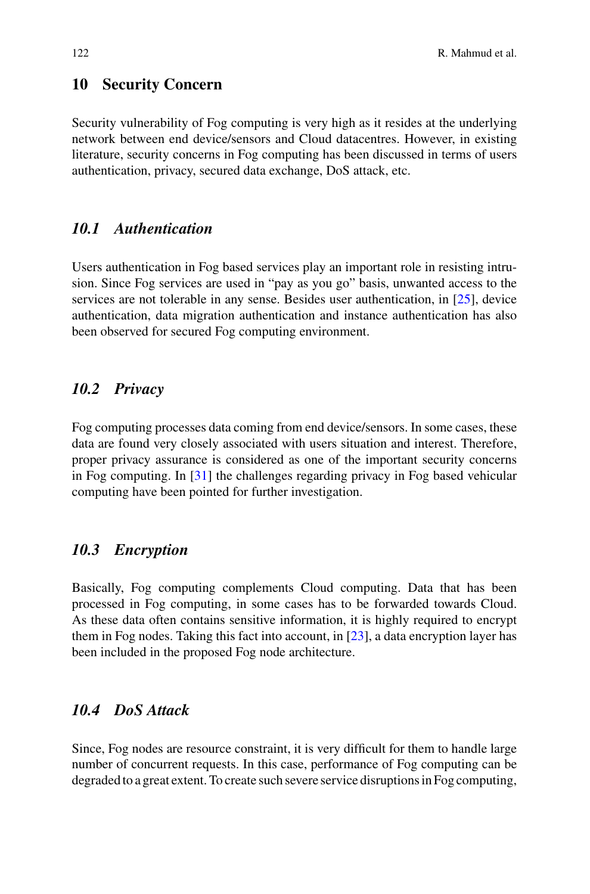## 10 Security Concern

Security vulnerability of Fog computing is very high as it resides at the underlying network between end device/sensors and Cloud datacentres. However, in existing literature, security concerns in Fog computing has been discussed in terms of users authentication, privacy, secured data exchange, DoS attack, etc.

### *10.1 Authentication*

Users authentication in Fog based services play an important role in resisting intrusion. Since Fog services are used in "pay as you go" basis, unwanted access to the services are not tolerable in any sense. Besides user authentication, in [25], device authentication, data migration authentication and instance authentication has also been observed for secured Fog computing environment.

### *10.2 Privacy*

Fog computing processes data coming from end device/sensors. In some cases, these data are found very closely associated with users situation and interest. Therefore, proper privacy assurance is considered as one of the important security concerns in Fog computing. In [31] the challenges regarding privacy in Fog based vehicular computing have been pointed for further investigation.

### *10.3 Encryption*

Basically, Fog computing complements Cloud computing. Data that has been processed in Fog computing, in some cases has to be forwarded towards Cloud. As these data often contains sensitive information, it is highly required to encrypt them in Fog nodes. Taking this fact into account, in [23], a data encryption layer has been included in the proposed Fog node architecture.

### *10.4 DoS Attack*

Since, Fog nodes are resource constraint, it is very difficult for them to handle large number of concurrent requests. In this case, performance of Fog computing can be degraded to a great extent. To create such severe service disruptions in Fog computing,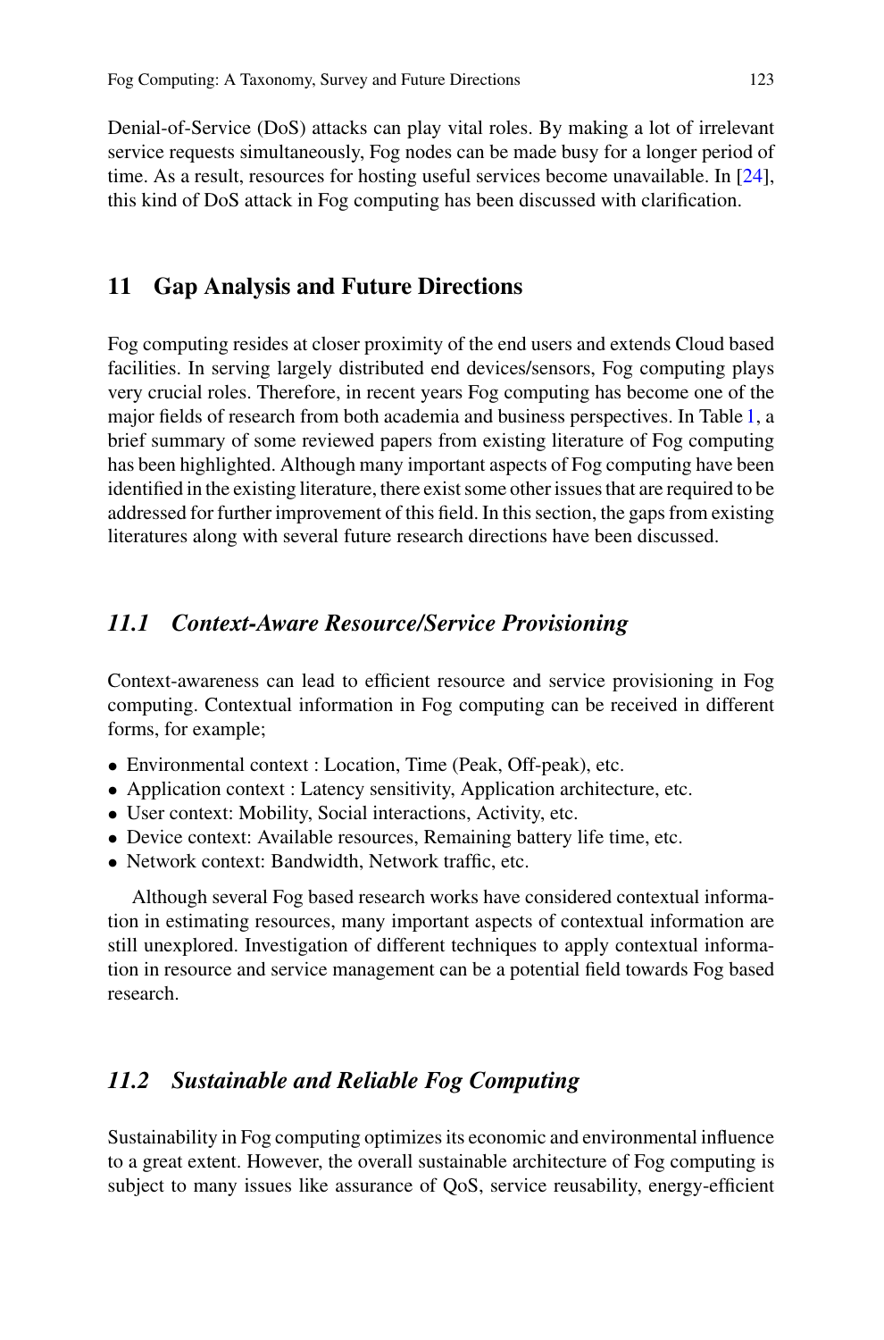Denial-of-Service (DoS) attacks can play vital roles. By making a lot of irrelevant service requests simultaneously, Fog nodes can be made busy for a longer period of time. As a result, resources for hosting useful services become unavailable. In [24], this kind of DoS attack in Fog computing has been discussed with clarification.

## 11 Gap Analysis and Future Directions

Fog computing resides at closer proximity of the end users and extends Cloud based facilities. In serving largely distributed end devices/sensors, Fog computing plays very crucial roles. Therefore, in recent years Fog computing has become one of the major fields of research from both academia and business perspectives. In Table 1, a brief summary of some reviewed papers from existing literature of Fog computing has been highlighted. Although many important aspects of Fog computing have been identified in the existing literature, there exist some other issues that are required to be addressed for further improvement of this field. In this section, the gaps from existing literatures along with several future research directions have been discussed.

### *11.1 Context-Aware Resource/Service Provisioning*

Context-awareness can lead to efficient resource and service provisioning in Fog computing. Contextual information in Fog computing can be received in different forms, for example;

- Environmental context : Location, Time (Peak, Off-peak), etc.
- Application context : Latency sensitivity, Application architecture, etc.
- User context: Mobility, Social interactions, Activity, etc.
- Device context: Available resources, Remaining battery life time, etc.
- Network context: Bandwidth, Network traffic, etc.

Although several Fog based research works have considered contextual information in estimating resources, many important aspects of contextual information are still unexplored. Investigation of different techniques to apply contextual information in resource and service management can be a potential field towards Fog based research.

### *11.2 Sustainable and Reliable Fog Computing*

Sustainability in Fog computing optimizes its economic and environmental influence to a great extent. However, the overall sustainable architecture of Fog computing is subject to many issues like assurance of QoS, service reusability, energy-efficient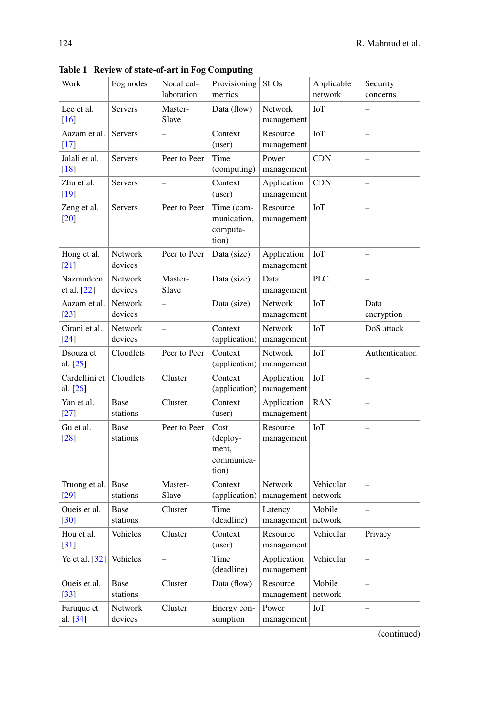**Table 1 Review of state-of-art in Fog Computing**

| Work | Fog nodes | Nodal collaboration | Provisioning metrics | SLOs | Applicable network | Security concerns |
|---|---|---|---|---|---|---|
| Lee et al. [16] | Servers | Master-Slave | Data (flow) | Network management | IoT | – |
| Aazam et al. [17] | Servers | – | Context (user) | Resource management | IoT | – |
| Jalali et al. [18] | Servers | Peer to Peer | Time (computing) | Power management | CDN | – |
| Zhu et al. [19] | Servers | – | Context (user) | Application management | CDN | – |
| Zeng et al. [20] | Servers | Peer to Peer | Time (communication, computation) | Resource management | IoT | – |
| Hong et al. [21] | Network devices | Peer to Peer | Data (size) | Application management | IoT | – |
| Nazmudeen et al. [22] | Network devices | Master-Slave | Data (size) | Data management | PLC | – |
| Aazam et al. [23] | Network devices | – | Data (size) | Network management | IoT | Data encryption |
| Cirani et al. [24] | Network devices | – | Context (application) | Network management | IoT | DoS attack |
| Dsouza et al. [25] | Cloudlets | Peer to Peer | Context (application) | Network management | IoT | Authentication |
| Cardellini et al. [26] | Cloudlets | Cluster | Context (application) | Application management | IoT | – |
| Yan et al. [27] | Base stations | Cluster | Context (user) | Application management | RAN | – |
| Gu et al. [28] | Base stations | Peer to Peer | Cost (deployment, communication) | Resource management | IoT | – |
| Truong et al. [29] | Base stations | Master-Slave | Context (application) | Network management | Vehicular network | – |
| Oueis et al. [30] | Base stations | Cluster | Time (deadline) | Latency management | Mobile network | – |
| Hou et al. [31] | Vehicles | Cluster | Context (user) | Resource management | Vehicular | Privacy |
| Ye et al. [32] | Vehicles | – | Time (deadline) | Application management | Vehicular | – |
| Oueis et al. [33] | Base stations | Cluster | Data (flow) | Resource management | Mobile network | – |
| Faruque et al. [34] | Network devices | Cluster | Energy consumption | Power management | IoT | – |

(continued)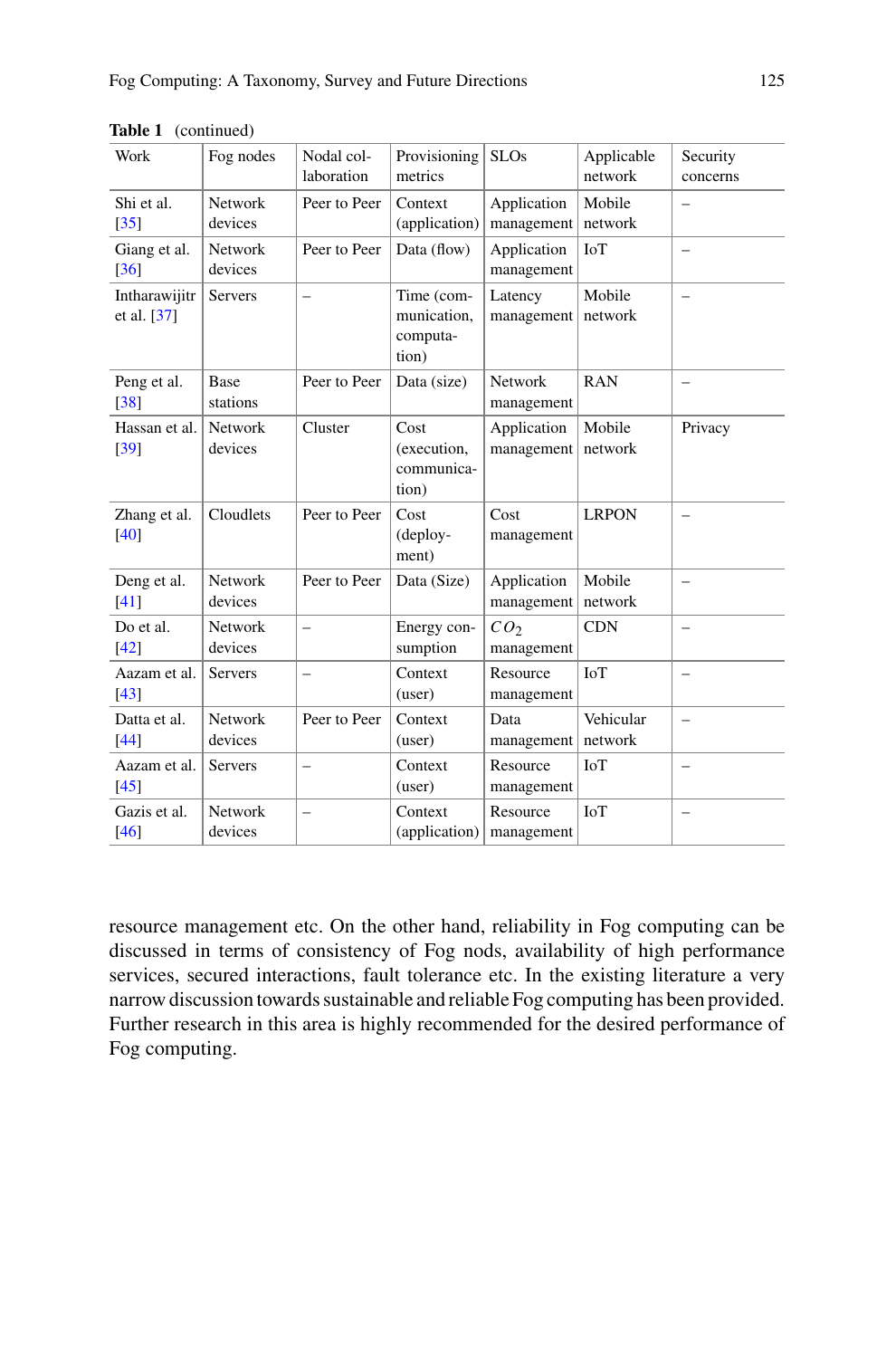**Table 1** (continued)

| Work | Fog nodes | Nodal collaboration | Provisioning metrics | SLOs | Applicable network | Security concerns |
|---|---|---|---|---|---|---|
| Shi et al. [35] | Network devices | Peer to Peer | Context (application) | Application management | Mobile network | – |
| Giang et al. [36] | Network devices | Peer to Peer | Data (flow) | Application management | IoT | – |
| Intharawijitr et al. [37] | Servers | – | Time (communication, computation) | Latency management | Mobile network | – |
| Peng et al. [38] | Base stations | Peer to Peer | Data (size) | Network management | RAN | – |
| Hassan et al. [39] | Network devices | Cluster | Cost (execution, communication) | Application management | Mobile network | Privacy |
| Zhang et al. [40] | Cloudlets | Peer to Peer | Cost (deployment) | Cost management | LRPON | – |
| Deng et al. [41] | Network devices | Peer to Peer | Data (Size) | Application management | Mobile network | – |
| Do et al. [42] | Network devices | – | Energy consumption | $CO_2$ management | CDN | – |
| Aazam et al. [43] | Servers | – | Context (user) | Resource management | IoT | – |
| Datta et al. [44] | Network devices | Peer to Peer | Context (user) | Data management | Vehicular network | – |
| Aazam et al. [45] | Servers | – | Context (user) | Resource management | IoT | – |
| Gazis et al. [46] | Network devices | – | Context (application) | Resource management | IoT | – |

resource management etc. On the other hand, reliability in Fog computing can be discussed in terms of consistency of Fog nods, availability of high performance services, secured interactions, fault tolerance etc. In the existing literature a very narrow discussion towards sustainable and reliable Fog computing has been provided. Further research in this area is highly recommended for the desired performance of Fog computing.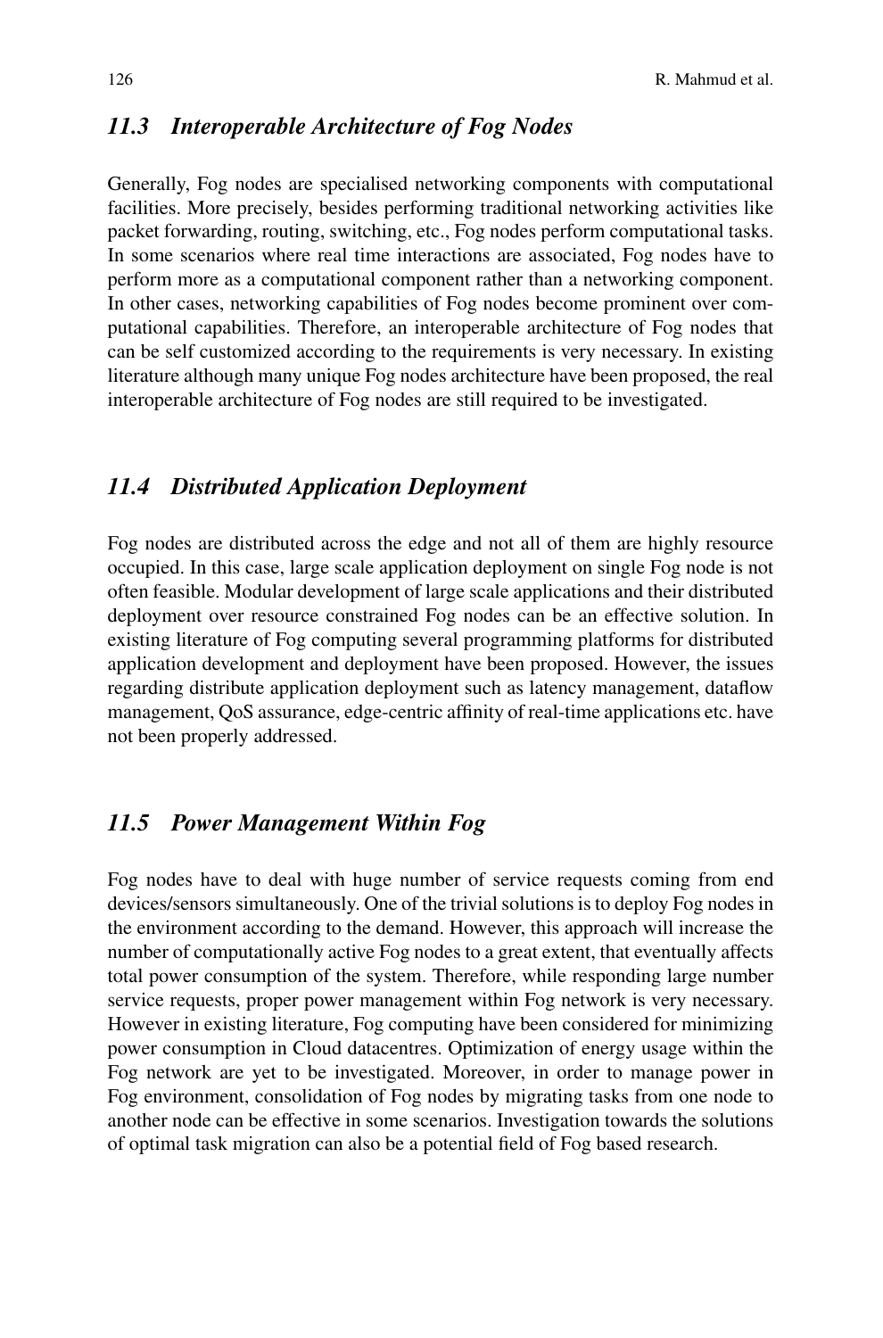## *11.3 Interoperable Architecture of Fog Nodes*

Generally, Fog nodes are specialised networking components with computational facilities. More precisely, besides performing traditional networking activities like packet forwarding, routing, switching, etc., Fog nodes perform computational tasks. In some scenarios where real time interactions are associated, Fog nodes have to perform more as a computational component rather than a networking component. In other cases, networking capabilities of Fog nodes become prominent over computational capabilities. Therefore, an interoperable architecture of Fog nodes that can be self customized according to the requirements is very necessary. In existing literature although many unique Fog nodes architecture have been proposed, the real interoperable architecture of Fog nodes are still required to be investigated.

## *11.4 Distributed Application Deployment*

Fog nodes are distributed across the edge and not all of them are highly resource occupied. In this case, large scale application deployment on single Fog node is not often feasible. Modular development of large scale applications and their distributed deployment over resource constrained Fog nodes can be an effective solution. In existing literature of Fog computing several programming platforms for distributed application development and deployment have been proposed. However, the issues regarding distribute application deployment such as latency management, dataflow management, QoS assurance, edge-centric affinity of real-time applications etc. have not been properly addressed.

## *11.5 Power Management Within Fog*

Fog nodes have to deal with huge number of service requests coming from end devices/sensors simultaneously. One of the trivial solutions is to deploy Fog nodes in the environment according to the demand. However, this approach will increase the number of computationally active Fog nodes to a great extent, that eventually affects total power consumption of the system. Therefore, while responding large number service requests, proper power management within Fog network is very necessary. However in existing literature, Fog computing have been considered for minimizing power consumption in Cloud datacentres. Optimization of energy usage within the Fog network are yet to be investigated. Moreover, in order to manage power in Fog environment, consolidation of Fog nodes by migrating tasks from one node to another node can be effective in some scenarios. Investigation towards the solutions of optimal task migration can also be a potential field of Fog based research.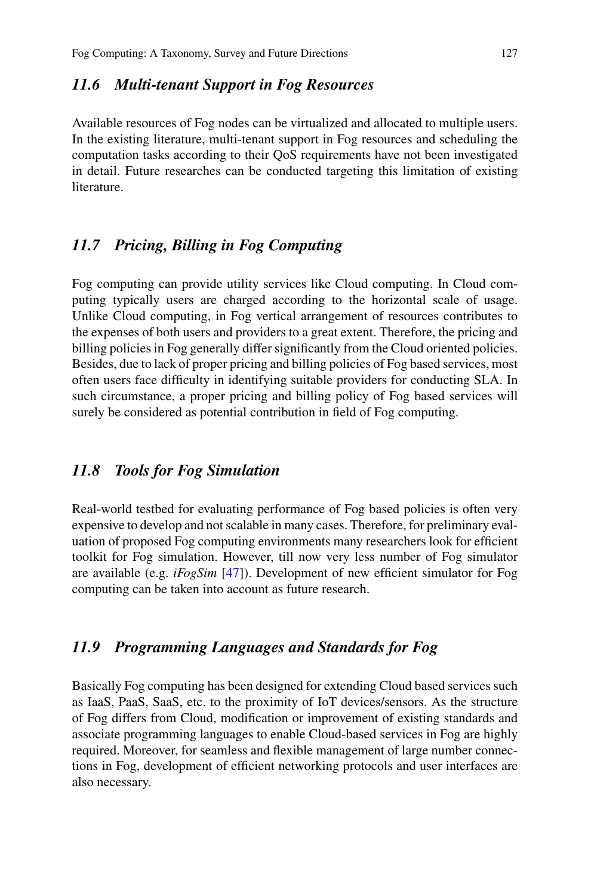### *11.6 Multi-tenant Support in Fog Resources*

Available resources of Fog nodes can be virtualized and allocated to multiple users. In the existing literature, multi-tenant support in Fog resources and scheduling the computation tasks according to their QoS requirements have not been investigated in detail. Future researches can be conducted targeting this limitation of existing literature.

### *11.7 Pricing, Billing in Fog Computing*

Fog computing can provide utility services like Cloud computing. In Cloud computing typically users are charged according to the horizontal scale of usage. Unlike Cloud computing, in Fog vertical arrangement of resources contributes to the expenses of both users and providers to a great extent. Therefore, the pricing and billing policies in Fog generally differ significantly from the Cloud oriented policies. Besides, due to lack of proper pricing and billing policies of Fog based services, most often users face difficulty in identifying suitable providers for conducting SLA. In such circumstance, a proper pricing and billing policy of Fog based services will surely be considered as potential contribution in field of Fog computing.

### *11.8 Tools for Fog Simulation*

Real-world testbed for evaluating performance of Fog based policies is often very expensive to develop and not scalable in many cases. Therefore, for preliminary evaluation of proposed Fog computing environments many researchers look for efficient toolkit for Fog simulation. However, till now very less number of Fog simulator are available (e.g. *iFogSim* [47]). Development of new efficient simulator for Fog computing can be taken into account as future research.

### *11.9 Programming Languages and Standards for Fog*

Basically Fog computing has been designed for extending Cloud based services such as IaaS, PaaS, SaaS, etc. to the proximity of IoT devices/sensors. As the structure of Fog differs from Cloud, modification or improvement of existing standards and associate programming languages to enable Cloud-based services in Fog are highly required. Moreover, for seamless and flexible management of large number connections in Fog, development of efficient networking protocols and user interfaces are also necessary.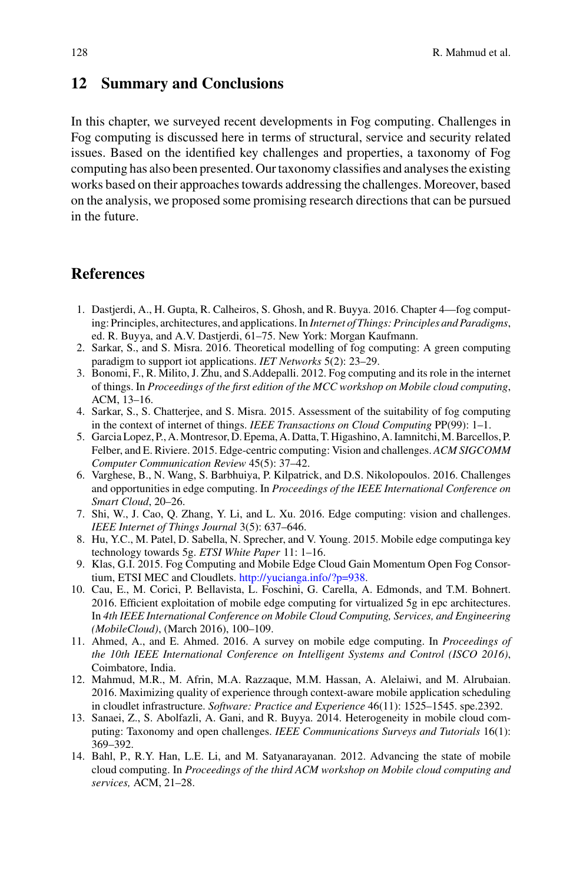## 12 Summary and Conclusions

In this chapter, we surveyed recent developments in Fog computing. Challenges in Fog computing is discussed here in terms of structural, service and security related issues. Based on the identified key challenges and properties, a taxonomy of Fog computing has also been presented. Our taxonomy classifies and analyses the existing works based on their approaches towards addressing the challenges. Moreover, based on the analysis, we proposed some promising research directions that can be pursued in the future.

## References

1. Dastjerdi, A., H. Gupta, R. Calheiros, S. Ghosh, and R. Buyya. 2016. Chapter 4—fog computing: Principles, architectures, and applications. In *Internet of Things: Principles and Paradigms*, ed. R. Buyya, and A.V. Dastjerdi, 61–75. New York: Morgan Kaufmann.
2. Sarkar, S., and S. Misra. 2016. Theoretical modelling of fog computing: A green computing paradigm to support iot applications. *IET Networks* 5(2): 23–29.
3. Bonomi, F., R. Milito, J. Zhu, and S.Addepalli. 2012. Fog computing and its role in the internet of things. In *Proceedings of the first edition of the MCC workshop on Mobile cloud computing*, ACM, 13–16.
4. Sarkar, S., S. Chatterjee, and S. Misra. 2015. Assessment of the suitability of fog computing in the context of internet of things. *IEEE Transactions on Cloud Computing* PP(99): 1–1.
5. Garcia Lopez, P., A. Montresor, D. Epema, A. Datta, T. Higashino, A. Iamnitchi, M. Barcellos, P. Felber, and E. Riviere. 2015. Edge-centric computing: Vision and challenges. *ACM SIGCOMM Computer Communication Review* 45(5): 37–42.
6. Varghese, B., N. Wang, S. Barbhuiya, P. Kilpatrick, and D.S. Nikolopoulos. 2016. Challenges and opportunities in edge computing. In *Proceedings of the IEEE International Conference on Smart Cloud*, 20–26.
7. Shi, W., J. Cao, Q. Zhang, Y. Li, and L. Xu. 2016. Edge computing: vision and challenges. *IEEE Internet of Things Journal* 3(5): 637–646.
8. Hu, Y.C., M. Patel, D. Sabella, N. Sprecher, and V. Young. 2015. Mobile edge computinga key technology towards 5g. *ETSI White Paper* 11: 1–16.
9. Klas, G.I. 2015. Fog Computing and Mobile Edge Cloud Gain Momentum Open Fog Consortium, ETSI MEC and Cloudlets. http://yucianga.info/?p=938.
10. Cau, E., M. Corici, P. Bellavista, L. Foschini, G. Carella, A. Edmonds, and T.M. Bohnert. 2016. Efficient exploitation of mobile edge computing for virtualized 5g in epc architectures. In *4th IEEE International Conference on Mobile Cloud Computing, Services, and Engineering (MobileCloud)*, (March 2016), 100–109.
11. Ahmed, A., and E. Ahmed. 2016. A survey on mobile edge computing. In *Proceedings of the 10th IEEE International Conference on Intelligent Systems and Control (ISCO 2016)*, Coimbatore, India.
12. Mahmud, M.R., M. Afrin, M.A. Razzaque, M.M. Hassan, A. Alelaiwi, and M. Alrubaian. 2016. Maximizing quality of experience through context-aware mobile application scheduling in cloudlet infrastructure. *Software: Practice and Experience* 46(11): 1525–1545. spe.2392.
13. Sanaei, Z., S. Abolfazli, A. Gani, and R. Buyya. 2014. Heterogeneity in mobile cloud computing: Taxonomy and open challenges. *IEEE Communications Surveys and Tutorials* 16(1): 369–392.
14. Bahl, P., R.Y. Han, L.E. Li, and M. Satyanarayanan. 2012. Advancing the state of mobile cloud computing. In *Proceedings of the third ACM workshop on Mobile cloud computing and services,* ACM, 21–28.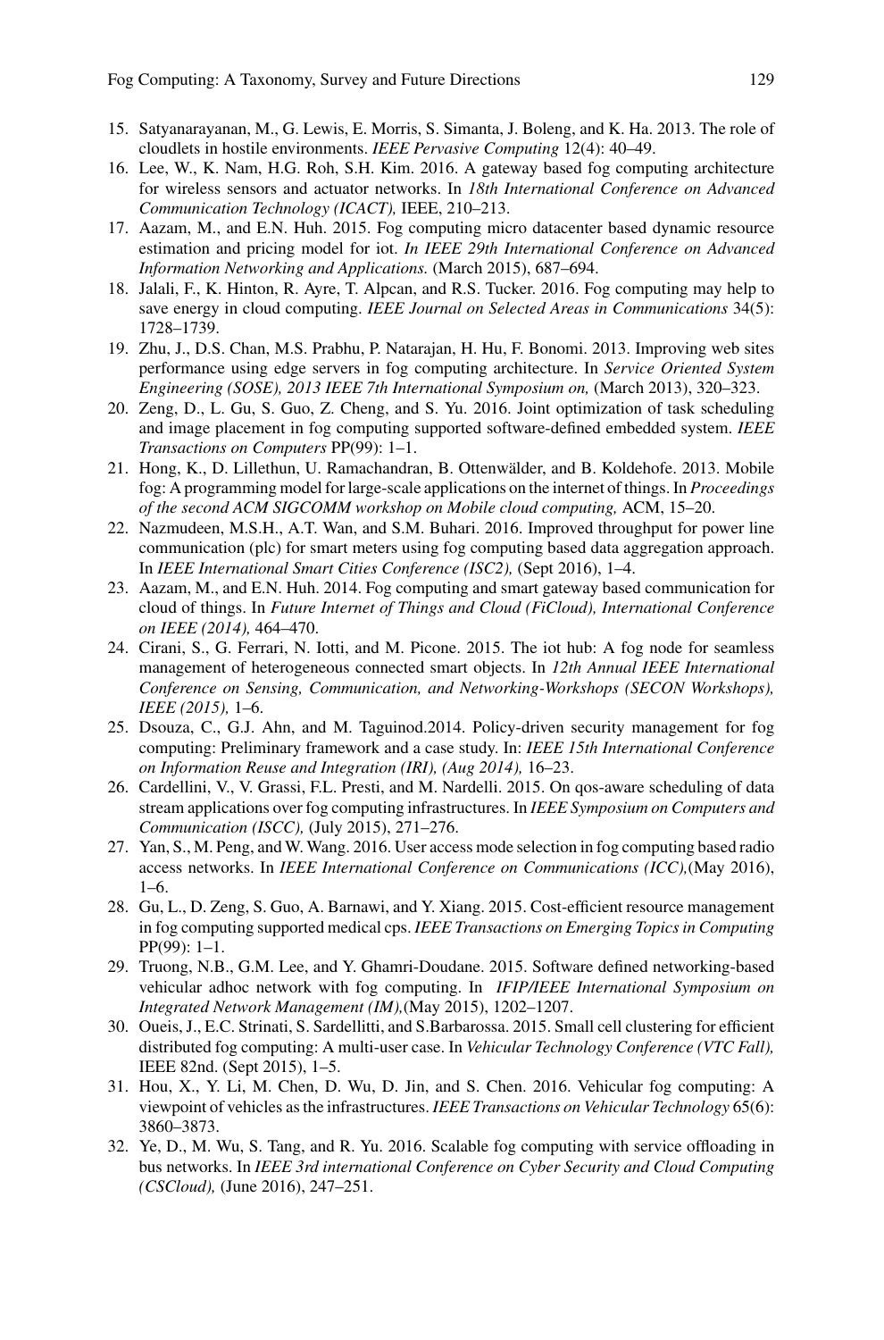15. Satyanarayanan, M., G. Lewis, E. Morris, S. Simanta, J. Boleng, and K. Ha. 2013. The role of cloudlets in hostile environments. *IEEE Pervasive Computing* 12(4): 40–49.
16. Lee, W., K. Nam, H.G. Roh, S.H. Kim. 2016. A gateway based fog computing architecture for wireless sensors and actuator networks. In *18th International Conference on Advanced Communication Technology (ICACT),* IEEE, 210–213.
17. Aazam, M., and E.N. Huh. 2015. Fog computing micro datacenter based dynamic resource estimation and pricing model for iot. *In IEEE 29th International Conference on Advanced Information Networking and Applications.* (March 2015), 687–694.
18. Jalali, F., K. Hinton, R. Ayre, T. Alpcan, and R.S. Tucker. 2016. Fog computing may help to save energy in cloud computing. *IEEE Journal on Selected Areas in Communications* 34(5): 1728–1739.
19. Zhu, J., D.S. Chan, M.S. Prabhu, P. Natarajan, H. Hu, F. Bonomi. 2013. Improving web sites performance using edge servers in fog computing architecture. In *Service Oriented System Engineering (SOSE), 2013 IEEE 7th International Symposium on,* (March 2013), 320–323.
20. Zeng, D., L. Gu, S. Guo, Z. Cheng, and S. Yu. 2016. Joint optimization of task scheduling and image placement in fog computing supported software-defined embedded system. *IEEE Transactions on Computers* PP(99): 1–1.
21. Hong, K., D. Lillethun, U. Ramachandran, B. Ottenwälder, and B. Koldehofe. 2013. Mobile fog: A programming model for large-scale applications on the internet of things. In *Proceedings of the second ACM SIGCOMM workshop on Mobile cloud computing,* ACM, 15–20.
22. Nazmudeen, M.S.H., A.T. Wan, and S.M. Buhari. 2016. Improved throughput for power line communication (plc) for smart meters using fog computing based data aggregation approach. In *IEEE International Smart Cities Conference (ISC2),* (Sept 2016), 1–4.
23. Aazam, M., and E.N. Huh. 2014. Fog computing and smart gateway based communication for cloud of things. In *Future Internet of Things and Cloud (FiCloud), International Conference on IEEE (2014),* 464–470.
24. Cirani, S., G. Ferrari, N. Iotti, and M. Picone. 2015. The iot hub: A fog node for seamless management of heterogeneous connected smart objects. In *12th Annual IEEE International Conference on Sensing, Communication, and Networking-Workshops (SECON Workshops), IEEE (2015),* 1–6.
25. Dsouza, C., G.J. Ahn, and M. Taguinod.2014. Policy-driven security management for fog computing: Preliminary framework and a case study. In: *IEEE 15th International Conference on Information Reuse and Integration (IRI), (Aug 2014),* 16–23.
26. Cardellini, V., V. Grassi, F.L. Presti, and M. Nardelli. 2015. On qos-aware scheduling of data stream applications over fog computing infrastructures. In *IEEE Symposium on Computers and Communication (ISCC),* (July 2015), 271–276.
27. Yan, S., M. Peng, and W. Wang. 2016. User access mode selection in fog computing based radio access networks. In *IEEE International Conference on Communications (ICC),*(May 2016), 1–6.
28. Gu, L., D. Zeng, S. Guo, A. Barnawi, and Y. Xiang. 2015. Cost-efficient resource management in fog computing supported medical cps. *IEEE Transactions on Emerging Topics in Computing* PP(99): 1–1.
29. Truong, N.B., G.M. Lee, and Y. Ghamri-Doudane. 2015. Software defined networking-based vehicular adhoc network with fog computing. In *IFIP/IEEE International Symposium on Integrated Network Management (IM),*(May 2015), 1202–1207.
30. Oueis, J., E.C. Strinati, S. Sardellitti, and S.Barbarossa. 2015. Small cell clustering for efficient distributed fog computing: A multi-user case. In *Vehicular Technology Conference (VTC Fall),* IEEE 82nd. (Sept 2015), 1–5.
31. Hou, X., Y. Li, M. Chen, D. Wu, D. Jin, and S. Chen. 2016. Vehicular fog computing: A viewpoint of vehicles as the infrastructures. *IEEE Transactions on Vehicular Technology* 65(6): 3860–3873.
32. Ye, D., M. Wu, S. Tang, and R. Yu. 2016. Scalable fog computing with service offloading in bus networks. In *IEEE 3rd international Conference on Cyber Security and Cloud Computing (CSCloud),* (June 2016), 247–251.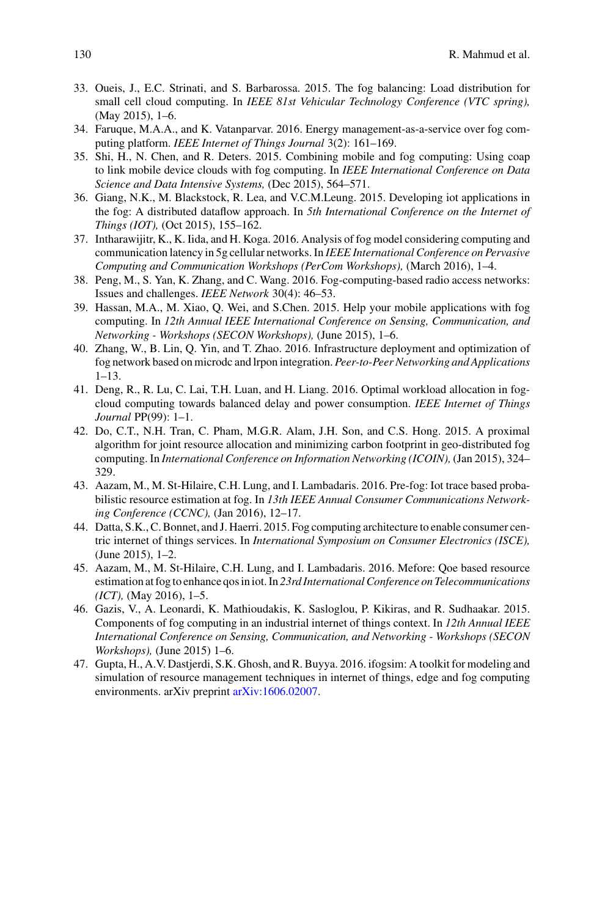33. Oueis, J., E.C. Strinati, and S. Barbarossa. 2015. The fog balancing: Load distribution for small cell cloud computing. In *IEEE 81st Vehicular Technology Conference (VTC spring),* (May 2015), 1–6.
34. Faruque, M.A.A., and K. Vatanparvar. 2016. Energy management-as-a-service over fog computing platform. *IEEE Internet of Things Journal* 3(2): 161–169.
35. Shi, H., N. Chen, and R. Deters. 2015. Combining mobile and fog computing: Using coap to link mobile device clouds with fog computing. In *IEEE International Conference on Data Science and Data Intensive Systems,* (Dec 2015), 564–571.
36. Giang, N.K., M. Blackstock, R. Lea, and V.C.M.Leung. 2015. Developing iot applications in the fog: A distributed dataflow approach. In *5th International Conference on the Internet of Things (IOT),* (Oct 2015), 155–162.
37. Intharawijitr, K., K. Iida, and H. Koga. 2016. Analysis of fog model considering computing and communication latency in 5g cellular networks. In *IEEE International Conference on Pervasive Computing and Communication Workshops (PerCom Workshops),* (March 2016), 1–4.
38. Peng, M., S. Yan, K. Zhang, and C. Wang. 2016. Fog-computing-based radio access networks: Issues and challenges. *IEEE Network* 30(4): 46–53.
39. Hassan, M.A., M. Xiao, Q. Wei, and S.Chen. 2015. Help your mobile applications with fog computing. In *12th Annual IEEE International Conference on Sensing, Communication, and Networking - Workshops (SECON Workshops),* (June 2015), 1–6.
40. Zhang, W., B. Lin, Q. Yin, and T. Zhao. 2016. Infrastructure deployment and optimization of fog network based on microdc and lrpon integration. *Peer-to-Peer Networking and Applications* 1–13.
41. Deng, R., R. Lu, C. Lai, T.H. Luan, and H. Liang. 2016. Optimal workload allocation in fog-cloud computing towards balanced delay and power consumption. *IEEE Internet of Things Journal* PP(99): 1–1.
42. Do, C.T., N.H. Tran, C. Pham, M.G.R. Alam, J.H. Son, and C.S. Hong. 2015. A proximal algorithm for joint resource allocation and minimizing carbon footprint in geo-distributed fog computing. In *International Conference on Information Networking (ICOIN),* (Jan 2015), 324–329.
43. Aazam, M., M. St-Hilaire, C.H. Lung, and I. Lambadaris. 2016. Pre-fog: Iot trace based probabilistic resource estimation at fog. In *13th IEEE Annual Consumer Communications Networking Conference (CCNC),* (Jan 2016), 12–17.
44. Datta, S.K., C. Bonnet, and J. Haerri. 2015. Fog computing architecture to enable consumer centric internet of things services. In *International Symposium on Consumer Electronics (ISCE),* (June 2015), 1–2.
45. Aazam, M., M. St-Hilaire, C.H. Lung, and I. Lambadaris. 2016. Mefore: Qoe based resource estimation at fog to enhance qos in iot. In *23rd International Conference on Telecommunications (ICT),* (May 2016), 1–5.
46. Gazis, V., A. Leonardi, K. Mathioudakis, K. Sasloglou, P. Kikiras, and R. Sudhaakar. 2015. Components of fog computing in an industrial internet of things context. In *12th Annual IEEE International Conference on Sensing, Communication, and Networking - Workshops (SECON Workshops),* (June 2015) 1–6.
47. Gupta, H., A.V. Dastjerdi, S.K. Ghosh, and R. Buyya. 2016. ifogsim: A toolkit for modeling and simulation of resource management techniques in internet of things, edge and fog computing environments. arXiv preprint arXiv:1606.02007.